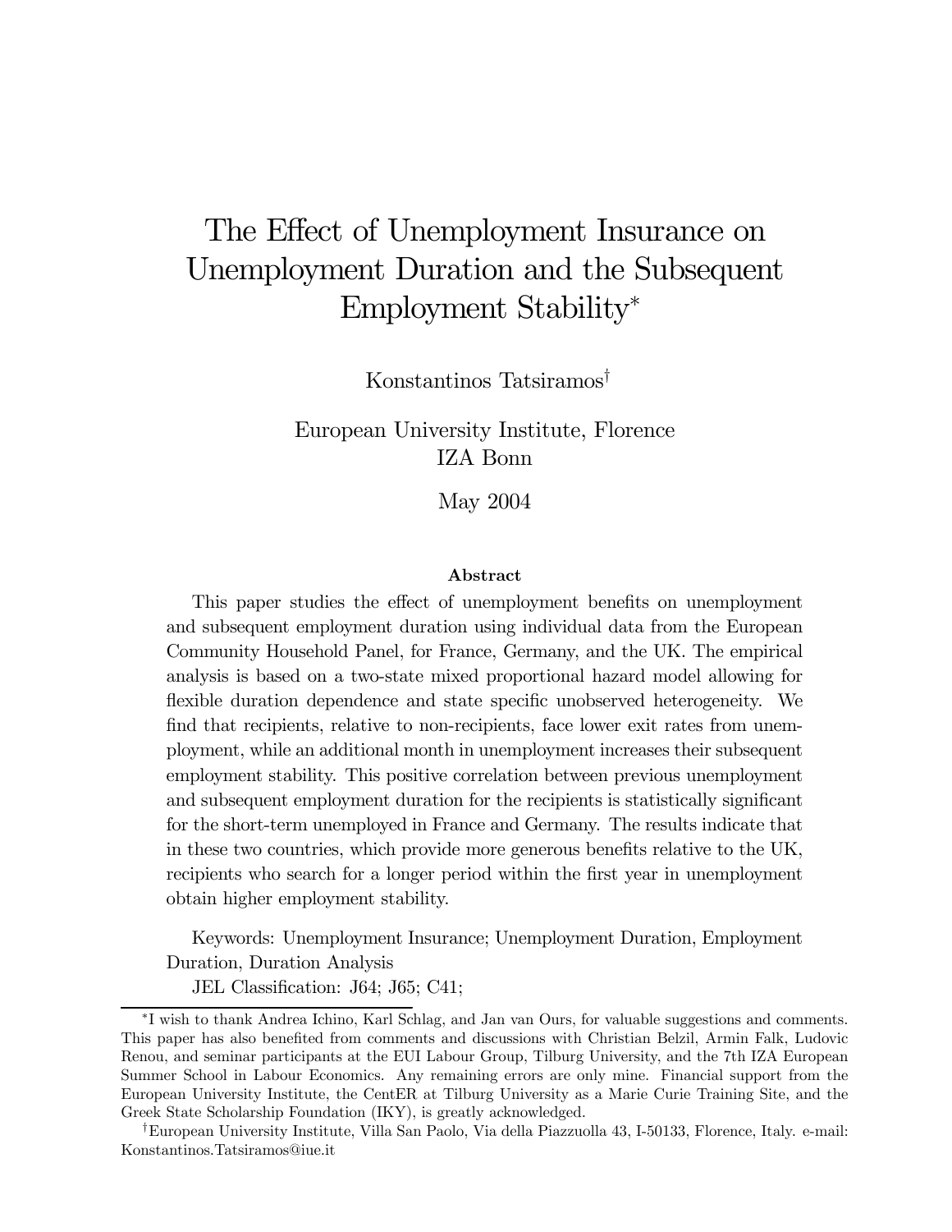# The Effect of Unemployment Insurance on Unemployment Duration and the Subsequent Employment Stability*

Konstantinos Tatsiramos†

European University Institute, Florence
IZA Bonn

May 2024

**Abstract**

This paper studies the effect of unemployment benefits on unemployment and subsequent employment duration using individual data from the European Community Household Panel, for France, Germany, and the UK. The empirical analysis is based on a two-state mixed proportional hazard model allowing for flexible duration dependence and state specific unobserved heterogeneity. We find that recipients, relative to non-recipients, face lower exit rates from unemployment, while an additional month in unemployment increases their subsequent employment stability. This positive correlation between previous unemployment and subsequent employment duration for the recipients is statistically significant for the short-term unemployed in France and Germany. The results indicate that in these two countries, which provide more generous benefits relative to the UK, recipients who search for a longer period within the first year in unemployment obtain higher employment stability.

Keywords: Unemployment Insurance; Unemployment Duration, Employment Duration, Duration Analysis

JEL Classification: J64; J65; C41;

---

*I wish to thank Andrea Ichino, Karl Schlag, and Jan van Ours, for valuable suggestions and comments. This paper has also benefited from comments and discussions with Christian Belzil, Armin Falk, Ludovic Renou, and seminar participants at the EUI Labour Group, Tilburg University, and the 7th IZA European Summer School in Labour Economics. Any remaining errors are only mine. Financial support from the European University Institute, the CentER at Tilburg University as a Marie Curie Training Site, and the Greek State Scholarship Foundation (IKY), is greatly acknowledged.

†European University Institute, Villa San Paolo, Via della Piazzuolla 43, I-50133, Florence, Italy. e-mail: Konstantinos.Tatsiramos@iue.it

# The Effect of Unemployment Insurance on Unemployment Duration and the Subsequent Employment Stability*

Konstantinos Tatsiramos†

European University Institute, Florence
IZA Bonn

May 2004

**Abstract**

This paper studies the effect of unemployment benefits on unemployment and subsequent employment duration using individual data from the European Community Household Panel, for France, Germany, and the UK. The empirical analysis is based on a two-state mixed proportional hazard model allowing for flexible duration dependence and state specific unobserved heterogeneity. We find that recipients, relative to non-recipients, face lower exit rates from unemployment, while an additional month in unemployment increases their subsequent employment stability. This positive correlation between previous unemployment and subsequent employment duration for the recipients is statistically significant for the short-term unemployed in France and Germany. The results indicate that in these two countries, which provide more generous benefits relative to the UK, recipients who search for a longer period within the first year in unemployment obtain higher employment stability.

Keywords: Unemployment Insurance; Unemployment Duration, Employment Duration, Duration Analysis

JEL Classification: J64; J65; C41;

---

*I wish to thank Andrea Ichino, Karl Schlag, and Jan van Ours, for valuable suggestions and comments. This paper has also benefited from comments and discussions with Christian Belzil, Armin Falk, Ludovic Renou, and seminar participants at the EUI Labour Group, Tilburg University, and the 7th IZA European Summer School in Labour Economics. Any remaining errors are only mine. Financial support from the European University Institute, the CentER at Tilburg University as a Marie Curie Training Site, and the Greek State Scholarship Foundation (IKY), is greatly acknowledged.

†European University Institute, Villa San Paolo, Via della Piazzuolla 43, I-50133, Florence, Italy. e-mail: Konstantinos.Tatsiramos@iue.it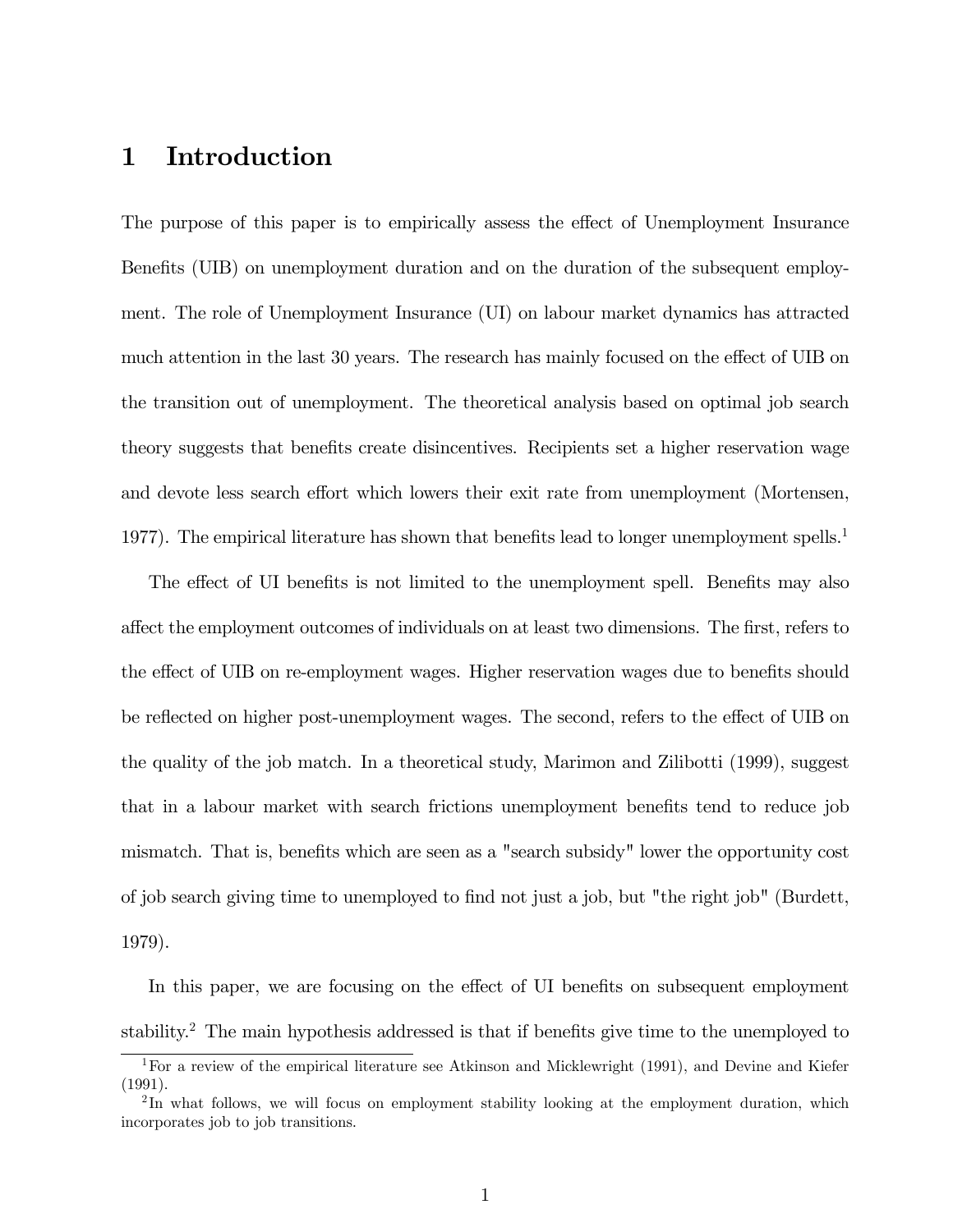# 1 Introduction

The purpose of this paper is to empirically assess the effect of Unemployment Insurance Benefits (UIB) on unemployment duration and on the duration of the subsequent employment. The role of Unemployment Insurance (UI) on labour market dynamics has attracted much attention in the last 30 years. The research has mainly focused on the effect of UIB on the transition out of unemployment. The theoretical analysis based on optimal job search theory suggests that benefits create disincentives. Recipients set a higher reservation wage and devote less search effort which lowers their exit rate from unemployment (Mortensen, 1977). The empirical literature has shown that benefits lead to longer unemployment spells.[1]

The effect of UI benefits is not limited to the unemployment spell. Benefits may also affect the employment outcomes of individuals on at least two dimensions. The first, refers to the effect of UIB on re-employment wages. Higher reservation wages due to benefits should be reflected on higher post-unemployment wages. The second, refers to the effect of UIB on the quality of the job match. In a theoretical study, Marimon and Zilibotti (1999), suggest that in a labour market with search frictions unemployment benefits tend to reduce job mismatch. That is, benefits which are seen as a "search subsidy" lower the opportunity cost of job search giving time to unemployed to find not just a job, but "the right job" (Burdett, 1979).

In this paper, we are focusing on the effect of UI benefits on subsequent employment stability.[2] The main hypothesis addressed is that if benefits give time to the unemployed to

[1] For a review of the empirical literature see Atkinson and Micklewright (1991), and Devine and Kiefer (1991).

[2] In what follows, we will focus on employment stability looking at the employment duration, which incorporates job to job transitions.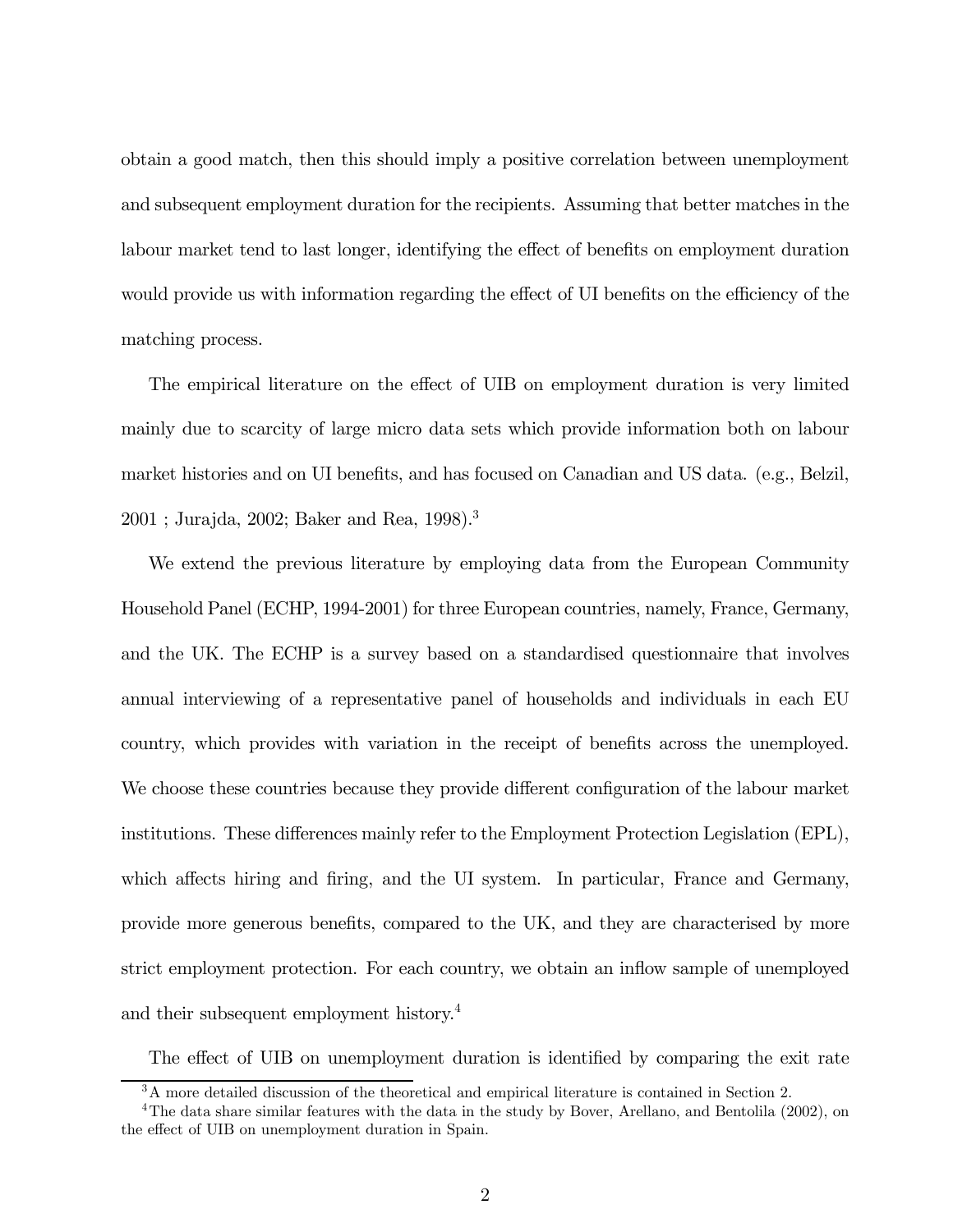obtain a good match, then this should imply a positive correlation between unemployment and subsequent employment duration for the recipients. Assuming that better matches in the labour market tend to last longer, identifying the effect of benefits on employment duration would provide us with information regarding the effect of UI benefits on the efficiency of the matching process.

The empirical literature on the effect of UIB on employment duration is very limited mainly due to scarcity of large micro data sets which provide information both on labour market histories and on UI benefits, and has focused on Canadian and US data. (e.g., Belzil, 2001 ; Jurajda, 2002; Baker and Rea, 1998).[3]

We extend the previous literature by employing data from the European Community Household Panel (ECHP, 1994-2001) for three European countries, namely, France, Germany, and the UK. The ECHP is a survey based on a standardised questionnaire that involves annual interviewing of a representative panel of households and individuals in each EU country, which provides with variation in the receipt of benefits across the unemployed. We choose these countries because they provide different configuration of the labour market institutions. These differences mainly refer to the Employment Protection Legislation (EPL), which affects hiring and firing, and the UI system. In particular, France and Germany, provide more generous benefits, compared to the UK, and they are characterised by more strict employment protection. For each country, we obtain an inflow sample of unemployed and their subsequent employment history.[4]

The effect of UIB on unemployment duration is identified by comparing the exit rate

[3] A more detailed discussion of the theoretical and empirical literature is contained in Section 2.

[4] The data share similar features with the data in the study by Bover, Arellano, and Bentolila (2002), on the effect of UIB on unemployment duration in Spain.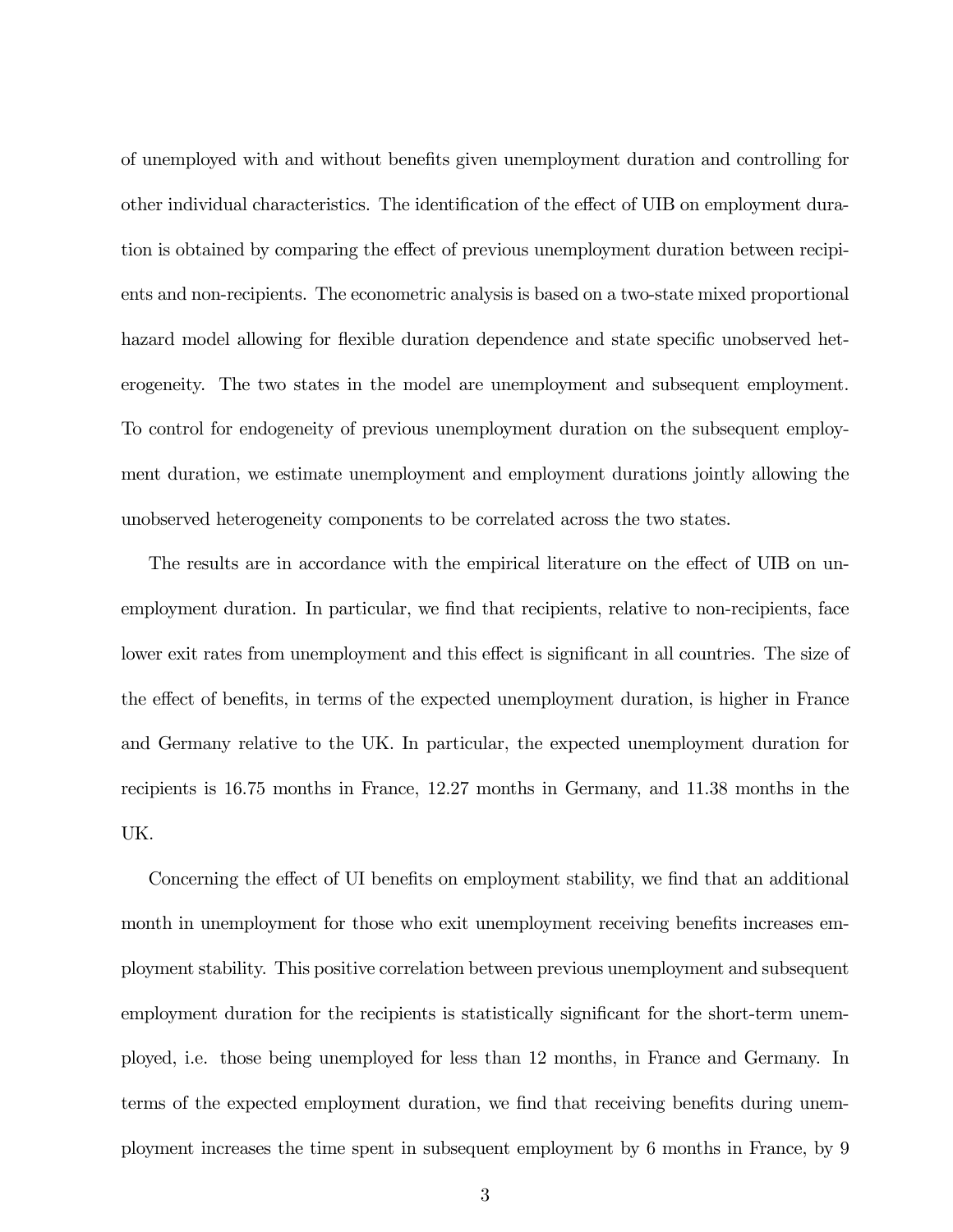of unemployed with and without benefits given unemployment duration and controlling for other individual characteristics. The identification of the effect of UIB on employment duration is obtained by comparing the effect of previous unemployment duration between recipients and non-recipients. The econometric analysis is based on a two-state mixed proportional hazard model allowing for flexible duration dependence and state specific unobserved heterogeneity. The two states in the model are unemployment and subsequent employment. To control for endogeneity of previous unemployment duration on the subsequent employment duration, we estimate unemployment and employment durations jointly allowing the unobserved heterogeneity components to be correlated across the two states.

The results are in accordance with the empirical literature on the effect of UIB on unemployment duration. In particular, we find that recipients, relative to non-recipients, face lower exit rates from unemployment and this effect is significant in all countries. The size of the effect of benefits, in terms of the expected unemployment duration, is higher in France and Germany relative to the UK. In particular, the expected unemployment duration for recipients is 16.75 months in France, 12.27 months in Germany, and 11.38 months in the UK.

Concerning the effect of UI benefits on employment stability, we find that an additional month in unemployment for those who exit unemployment receiving benefits increases employment stability. This positive correlation between previous unemployment and subsequent employment duration for the recipients is statistically significant for the short-term unemployed, i.e. those being unemployed for less than 12 months, in France and Germany. In terms of the expected employment duration, we find that receiving benefits during unemployment increases the time spent in subsequent employment by 6 months in France, by 9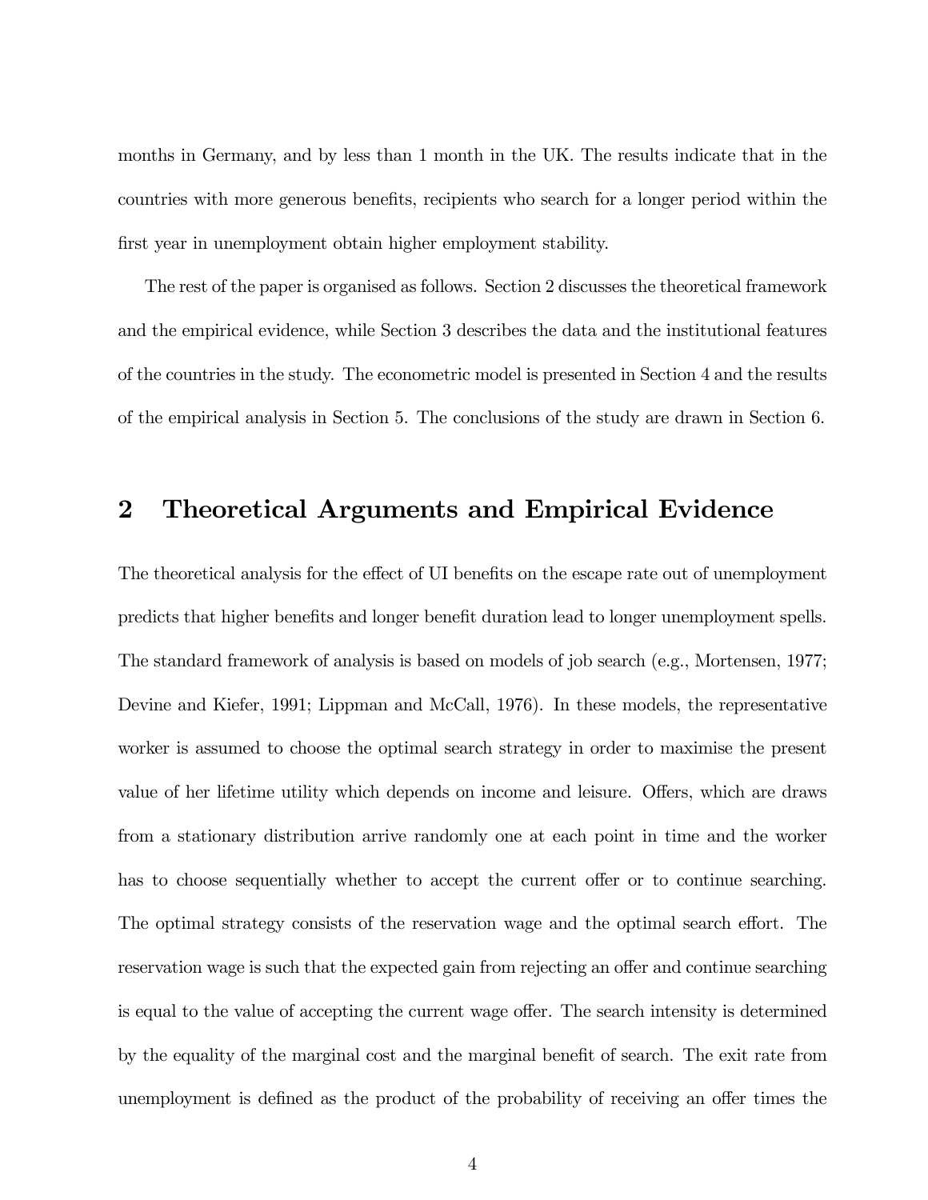months in Germany, and by less than 1 month in the UK. The results indicate that in the countries with more generous benefits, recipients who search for a longer period within the first year in unemployment obtain higher employment stability.

The rest of the paper is organised as follows. Section 2 discusses the theoretical framework and the empirical evidence, while Section 3 describes the data and the institutional features of the countries in the study. The econometric model is presented in Section 4 and the results of the empirical analysis in Section 5. The conclusions of the study are drawn in Section 6.

## 2 Theoretical Arguments and Empirical Evidence

The theoretical analysis for the effect of UI benefits on the escape rate out of unemployment predicts that higher benefits and longer benefit duration lead to longer unemployment spells. The standard framework of analysis is based on models of job search (e.g., Mortensen, 1977; Devine and Kiefer, 1991; Lippman and McCall, 1976). In these models, the representative worker is assumed to choose the optimal search strategy in order to maximise the present value of her lifetime utility which depends on income and leisure. Offers, which are draws from a stationary distribution arrive randomly one at each point in time and the worker has to choose sequentially whether to accept the current offer or to continue searching. The optimal strategy consists of the reservation wage and the optimal search effort. The reservation wage is such that the expected gain from rejecting an offer and continue searching is equal to the value of accepting the current wage offer. The search intensity is determined by the equality of the marginal cost and the marginal benefit of search. The exit rate from unemployment is defined as the product of the probability of receiving an offer times the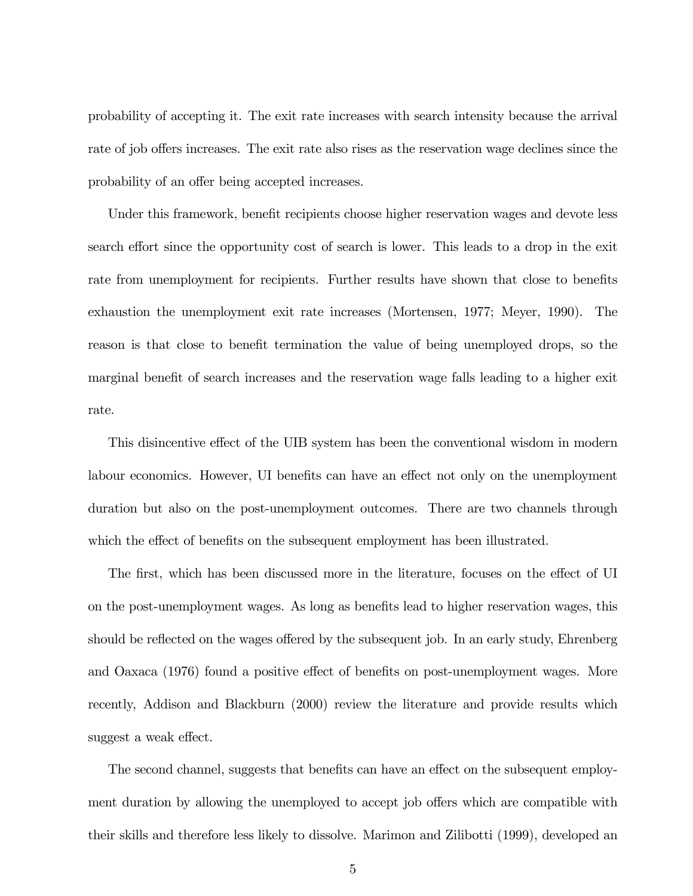probability of accepting it. The exit rate increases with search intensity because the arrival rate of job offers increases. The exit rate also rises as the reservation wage declines since the probability of an offer being accepted increases.

Under this framework, benefit recipients choose higher reservation wages and devote less search effort since the opportunity cost of search is lower. This leads to a drop in the exit rate from unemployment for recipients. Further results have shown that close to benefits exhaustion the unemployment exit rate increases (Mortensen, 1977; Meyer, 1990). The reason is that close to benefit termination the value of being unemployed drops, so the marginal benefit of search increases and the reservation wage falls leading to a higher exit rate.

This disincentive effect of the UIB system has been the conventional wisdom in modern labour economics. However, UI benefits can have an effect not only on the unemployment duration but also on the post-unemployment outcomes. There are two channels through which the effect of benefits on the subsequent employment has been illustrated.

The first, which has been discussed more in the literature, focuses on the effect of UI on the post-unemployment wages. As long as benefits lead to higher reservation wages, this should be reflected on the wages offered by the subsequent job. In an early study, Ehrenberg and Oaxaca (1976) found a positive effect of benefits on post-unemployment wages. More recently, Addison and Blackburn (2000) review the literature and provide results which suggest a weak effect.

The second channel, suggests that benefits can have an effect on the subsequent employment duration by allowing the unemployed to accept job offers which are compatible with their skills and therefore less likely to dissolve. Marimon and Zilibotti (1999), developed an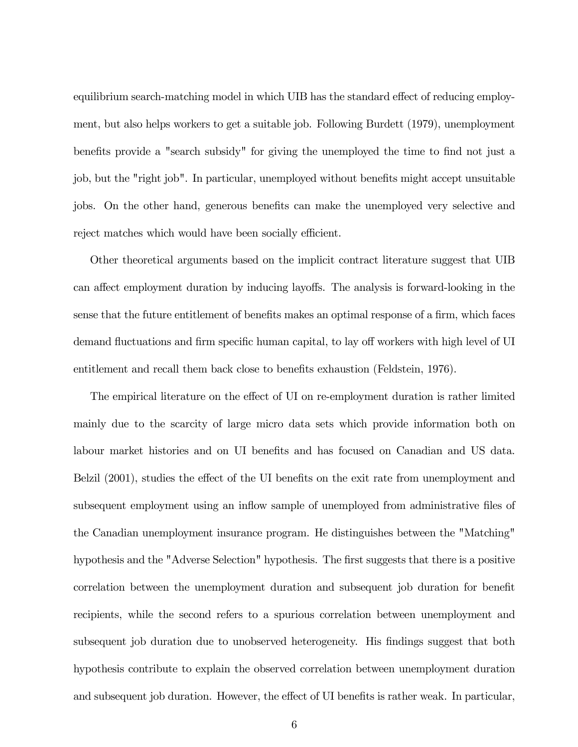equilibrium search-matching model in which UIB has the standard effect of reducing employment, but also helps workers to get a suitable job. Following Burdett (1979), unemployment benefits provide a "search subsidy" for giving the unemployed the time to find not just a job, but the "right job". In particular, unemployed without benefits might accept unsuitable jobs. On the other hand, generous benefits can make the unemployed very selective and reject matches which would have been socially efficient.

Other theoretical arguments based on the implicit contract literature suggest that UIB can affect employment duration by inducing layoffs. The analysis is forward-looking in the sense that the future entitlement of benefits makes an optimal response of a firm, which faces demand fluctuations and firm specific human capital, to lay off workers with high level of UI entitlement and recall them back close to benefits exhaustion (Feldstein, 1976).

The empirical literature on the effect of UI on re-employment duration is rather limited mainly due to the scarcity of large micro data sets which provide information both on labour market histories and on UI benefits and has focused on Canadian and US data. Belzil (2001), studies the effect of the UI benefits on the exit rate from unemployment and subsequent employment using an inflow sample of unemployed from administrative files of the Canadian unemployment insurance program. He distinguishes between the "Matching" hypothesis and the "Adverse Selection" hypothesis. The first suggests that there is a positive correlation between the unemployment duration and subsequent job duration for benefit recipients, while the second refers to a spurious correlation between unemployment and subsequent job duration due to unobserved heterogeneity. His findings suggest that both hypothesis contribute to explain the observed correlation between unemployment duration and subsequent job duration. However, the effect of UI benefits is rather weak. In particular,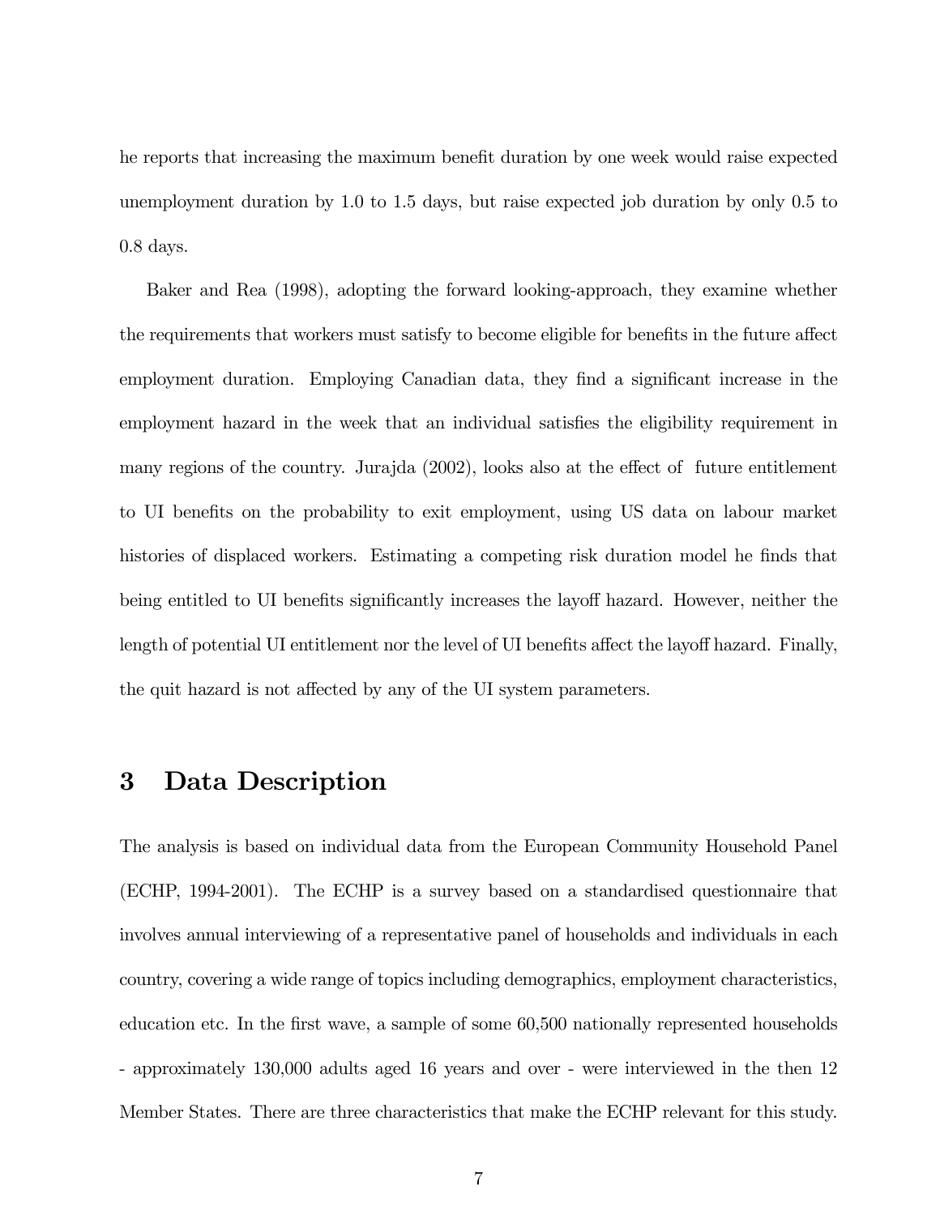he reports that increasing the maximum benefit duration by one week would raise expected unemployment duration by 1.0 to 1.5 days, but raise expected job duration by only 0.5 to 0.8 days.

Baker and Rea (1998), adopting the forward looking-approach, they examine whether the requirements that workers must satisfy to become eligible for benefits in the future affect employment duration. Employing Canadian data, they find a significant increase in the employment hazard in the week that an individual satisfies the eligibility requirement in many regions of the country. Jurajda (2002), looks also at the effect of future entitlement to UI benefits on the probability to exit employment, using US data on labour market histories of displaced workers. Estimating a competing risk duration model he finds that being entitled to UI benefits significantly increases the layoff hazard. However, neither the length of potential UI entitlement nor the level of UI benefits affect the layoff hazard. Finally, the quit hazard is not affected by any of the UI system parameters.

# 3 Data Description

The analysis is based on individual data from the European Community Household Panel (ECHP, 1994-2001). The ECHP is a survey based on a standardised questionnaire that involves annual interviewing of a representative panel of households and individuals in each country, covering a wide range of topics including demographics, employment characteristics, education etc. In the first wave, a sample of some 60,500 nationally represented households - approximately 130,000 adults aged 16 years and over - were interviewed in the then 12 Member States. There are three characteristics that make the ECHP relevant for this study.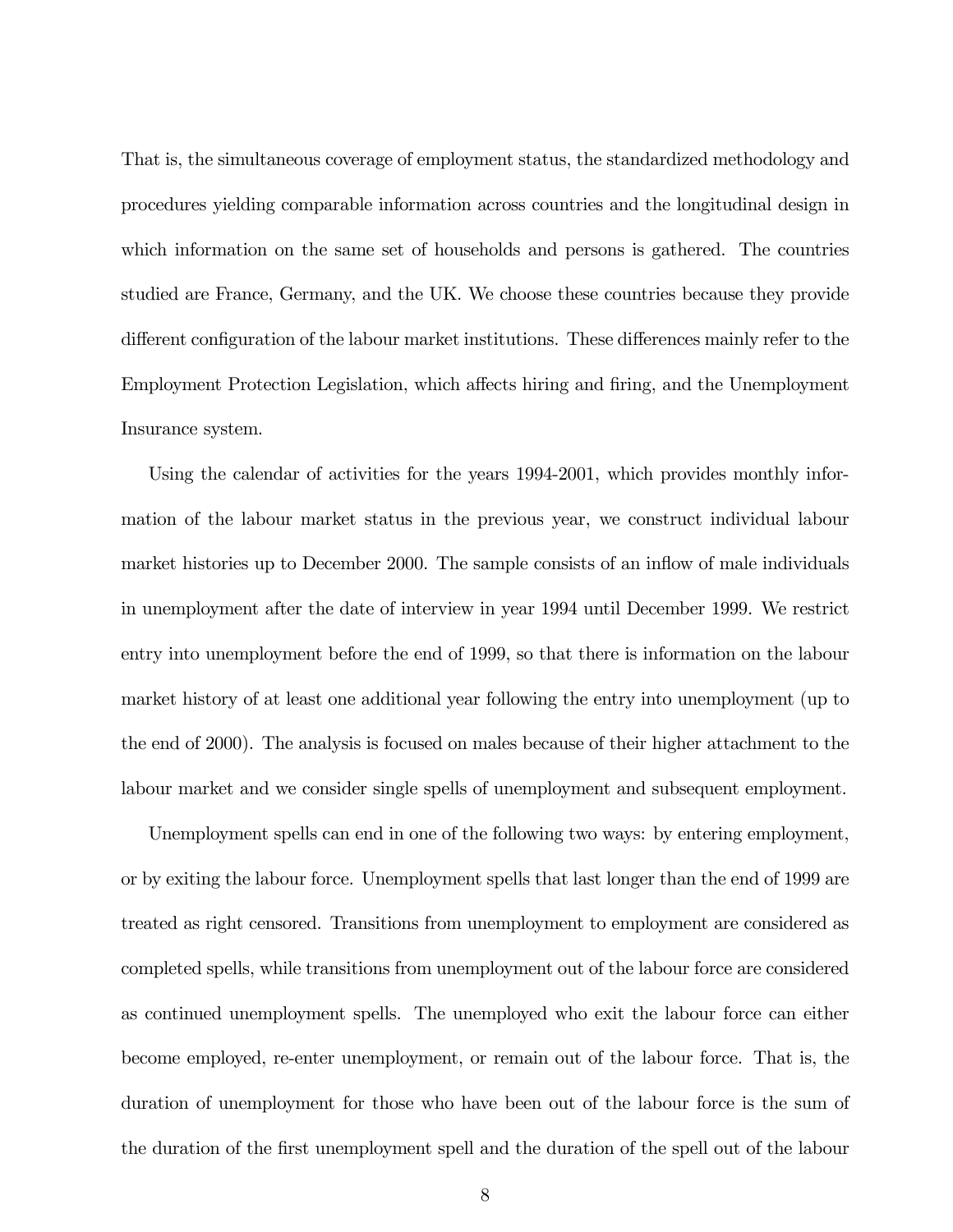That is, the simultaneous coverage of employment status, the standardized methodology and procedures yielding comparable information across countries and the longitudinal design in which information on the same set of households and persons is gathered. The countries studied are France, Germany, and the UK. We choose these countries because they provide different configuration of the labour market institutions. These differences mainly refer to the Employment Protection Legislation, which affects hiring and firing, and the Unemployment Insurance system.

Using the calendar of activities for the years 1994-2001, which provides monthly information of the labour market status in the previous year, we construct individual labour market histories up to December 2000. The sample consists of an inflow of male individuals in unemployment after the date of interview in year 1994 until December 1999. We restrict entry into unemployment before the end of 1999, so that there is information on the labour market history of at least one additional year following the entry into unemployment (up to the end of 2000). The analysis is focused on males because of their higher attachment to the labour market and we consider single spells of unemployment and subsequent employment.

Unemployment spells can end in one of the following two ways: by entering employment, or by exiting the labour force. Unemployment spells that last longer than the end of 1999 are treated as right censored. Transitions from unemployment to employment are considered as completed spells, while transitions from unemployment out of the labour force are considered as continued unemployment spells. The unemployed who exit the labour force can either become employed, re-enter unemployment, or remain out of the labour force. That is, the duration of unemployment for those who have been out of the labour force is the sum of the duration of the first unemployment spell and the duration of the spell out of the labour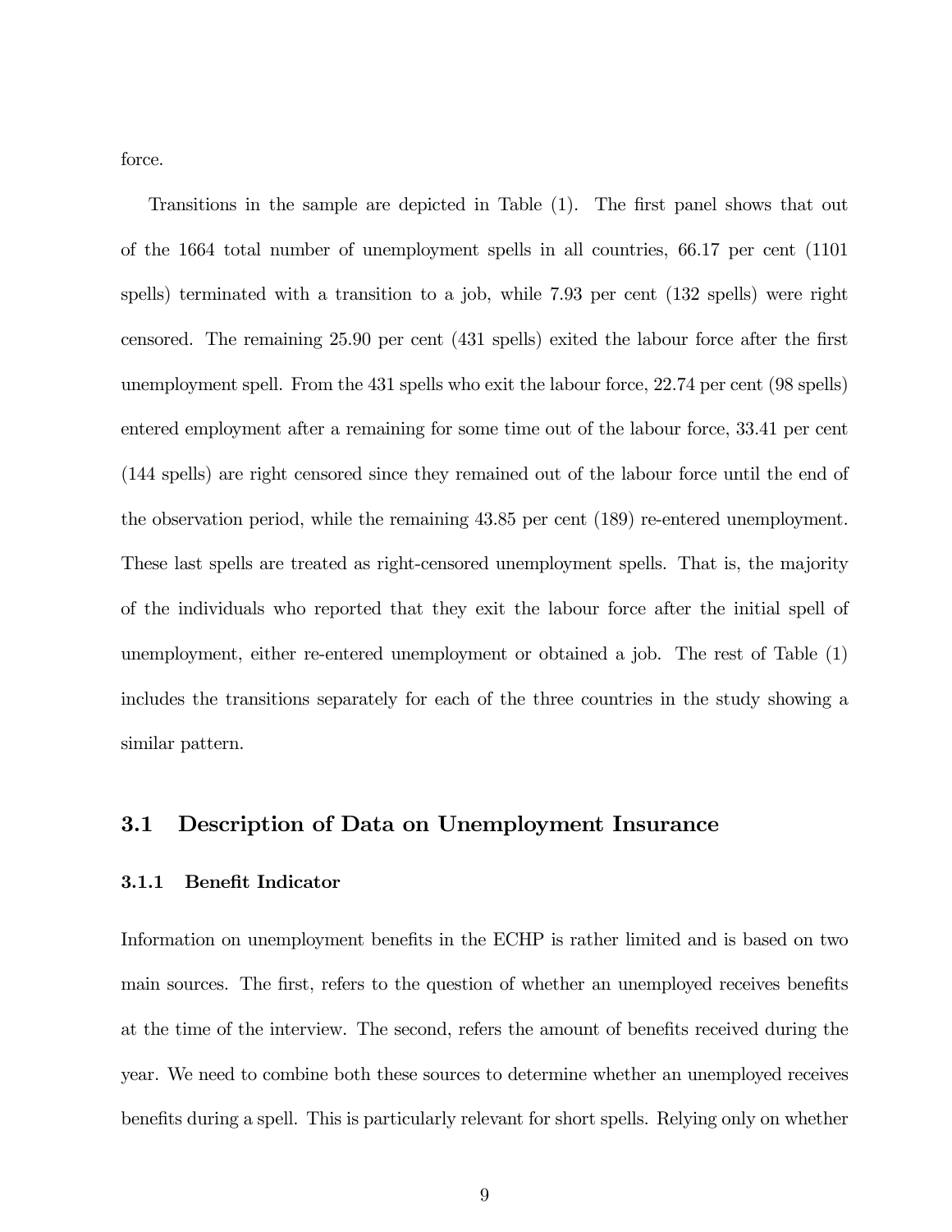force.

Transitions in the sample are depicted in Table (1). The first panel shows that out of the 1664 total number of unemployment spells in all countries, 66.17 per cent (1101 spells) terminated with a transition to a job, while 7.93 per cent (132 spells) were right censored. The remaining 25.90 per cent (431 spells) exited the labour force after the first unemployment spell. From the 431 spells who exit the labour force, 22.74 per cent (98 spells) entered employment after a remaining for some time out of the labour force, 33.41 per cent (144 spells) are right censored since they remained out of the labour force until the end of the observation period, while the remaining 43.85 per cent (189) re-entered unemployment. These last spells are treated as right-censored unemployment spells. That is, the majority of the individuals who reported that they exit the labour force after the initial spell of unemployment, either re-entered unemployment or obtained a job. The rest of Table (1) includes the transitions separately for each of the three countries in the study showing a similar pattern.

## 3.1 Description of Data on Unemployment Insurance

### 3.1.1 Benefit Indicator

Information on unemployment benefits in the ECHP is rather limited and is based on two main sources. The first, refers to the question of whether an unemployed receives benefits at the time of the interview. The second, refers the amount of benefits received during the year. We need to combine both these sources to determine whether an unemployed receives benefits during a spell. This is particularly relevant for short spells. Relying only on whether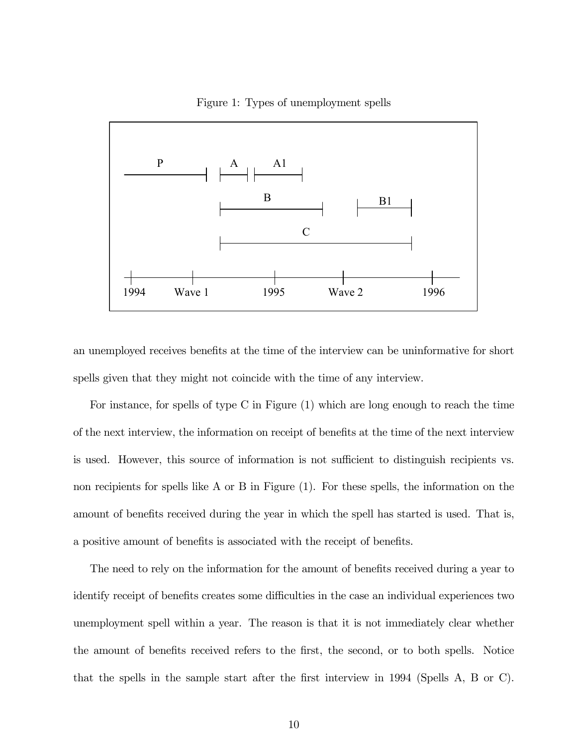Figure 1: Types of unemployment spells

an unemployed receives benefits at the time of the interview can be uninformative for short spells given that they might not coincide with the time of any interview.

For instance, for spells of type C in Figure (1) which are long enough to reach the time of the next interview, the information on receipt of benefits at the time of the next interview is used. However, this source of information is not sufficient to distinguish recipients vs. non recipients for spells like A or B in Figure (1). For these spells, the information on the amount of benefits received during the year in which the spell has started is used. That is, a positive amount of benefits is associated with the receipt of benefits.

The need to rely on the information for the amount of benefits received during a year to identify receipt of benefits creates some difficulties in the case an individual experiences two unemployment spell within a year. The reason is that it is not immediately clear whether the amount of benefits received refers to the first, the second, or to both spells. Notice that the spells in the sample start after the first interview in 1994 (Spells A, B or C).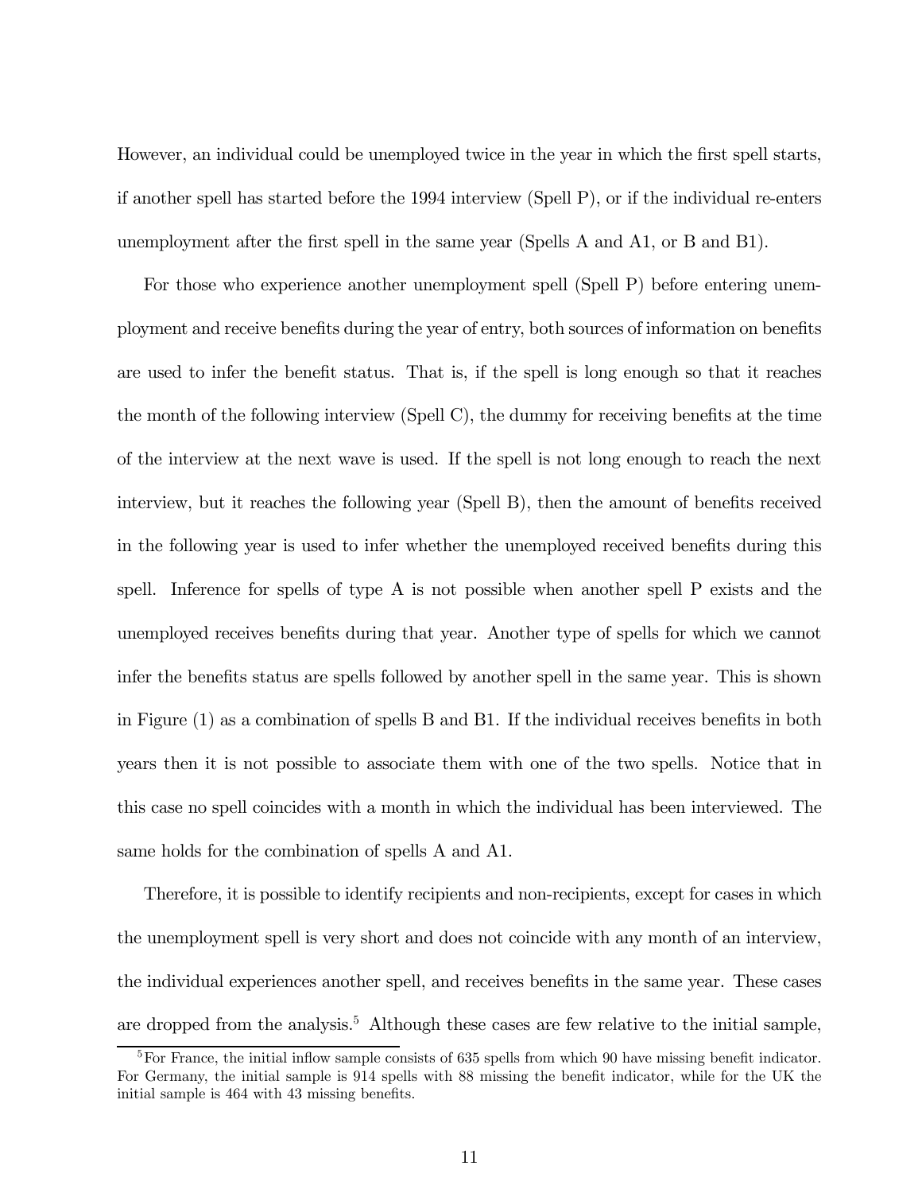However, an individual could be unemployed twice in the year in which the first spell starts, if another spell has started before the 1994 interview (Spell P), or if the individual re-enters unemployment after the first spell in the same year (Spells A and A1, or B and B1).

For those who experience another unemployment spell (Spell P) before entering unemployment and receive benefits during the year of entry, both sources of information on benefits are used to infer the benefit status. That is, if the spell is long enough so that it reaches the month of the following interview (Spell C), the dummy for receiving benefits at the time of the interview at the next wave is used. If the spell is not long enough to reach the next interview, but it reaches the following year (Spell B), then the amount of benefits received in the following year is used to infer whether the unemployed received benefits during this spell. Inference for spells of type A is not possible when another spell P exists and the unemployed receives benefits during that year. Another type of spells for which we cannot infer the benefits status are spells followed by another spell in the same year. This is shown in Figure (1) as a combination of spells B and B1. If the individual receives benefits in both years then it is not possible to associate them with one of the two spells. Notice that in this case no spell coincides with a month in which the individual has been interviewed. The same holds for the combination of spells A and A1.

Therefore, it is possible to identify recipients and non-recipients, except for cases in which the unemployment spell is very short and does not coincide with any month of an interview, the individual experiences another spell, and receives benefits in the same year. These cases are dropped from the analysis.[5] Although these cases are few relative to the initial sample,

[5] For France, the initial inflow sample consists of 635 spells from which 90 have missing benefit indicator. For Germany, the initial sample is 914 spells with 88 missing the benefit indicator, while for the UK the initial sample is 464 with 43 missing benefits.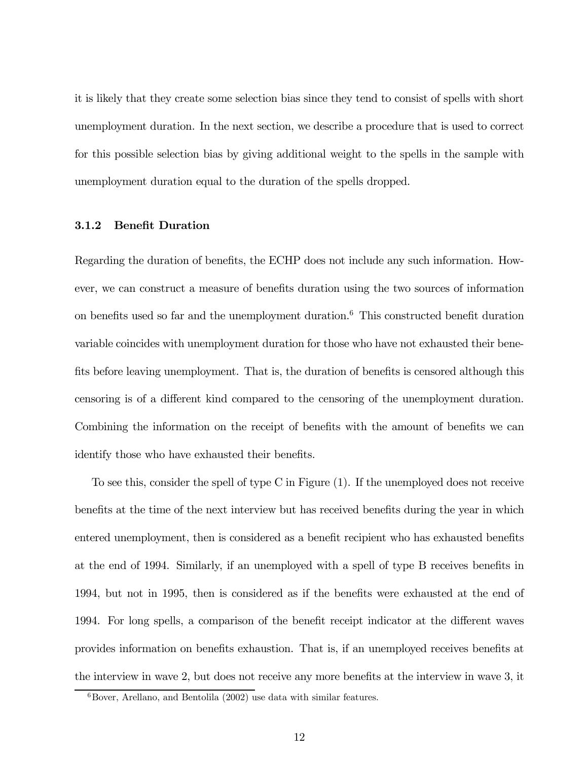it is likely that they create some selection bias since they tend to consist of spells with short unemployment duration. In the next section, we describe a procedure that is used to correct for this possible selection bias by giving additional weight to the spells in the sample with unemployment duration equal to the duration of the spells dropped.

### 3.1.2 Benefit Duration

Regarding the duration of benefits, the ECHP does not include any such information. However, we can construct a measure of benefits duration using the two sources of information on benefits used so far and the unemployment duration.[6] This constructed benefit duration variable coincides with unemployment duration for those who have not exhausted their benefits before leaving unemployment. That is, the duration of benefits is censored although this censoring is of a different kind compared to the censoring of the unemployment duration. Combining the information on the receipt of benefits with the amount of benefits we can identify those who have exhausted their benefits.

To see this, consider the spell of type C in Figure (1). If the unemployed does not receive benefits at the time of the next interview but has received benefits during the year in which entered unemployment, then is considered as a benefit recipient who has exhausted benefits at the end of 1994. Similarly, if an unemployed with a spell of type B receives benefits in 1994, but not in 1995, then is considered as if the benefits were exhausted at the end of 1994. For long spells, a comparison of the benefit receipt indicator at the different waves provides information on benefits exhaustion. That is, if an unemployed receives benefits at the interview in wave 2, but does not receive any more benefits at the interview in wave 3, it

[6] Bover, Arellano, and Bentolila (2002) use data with similar features.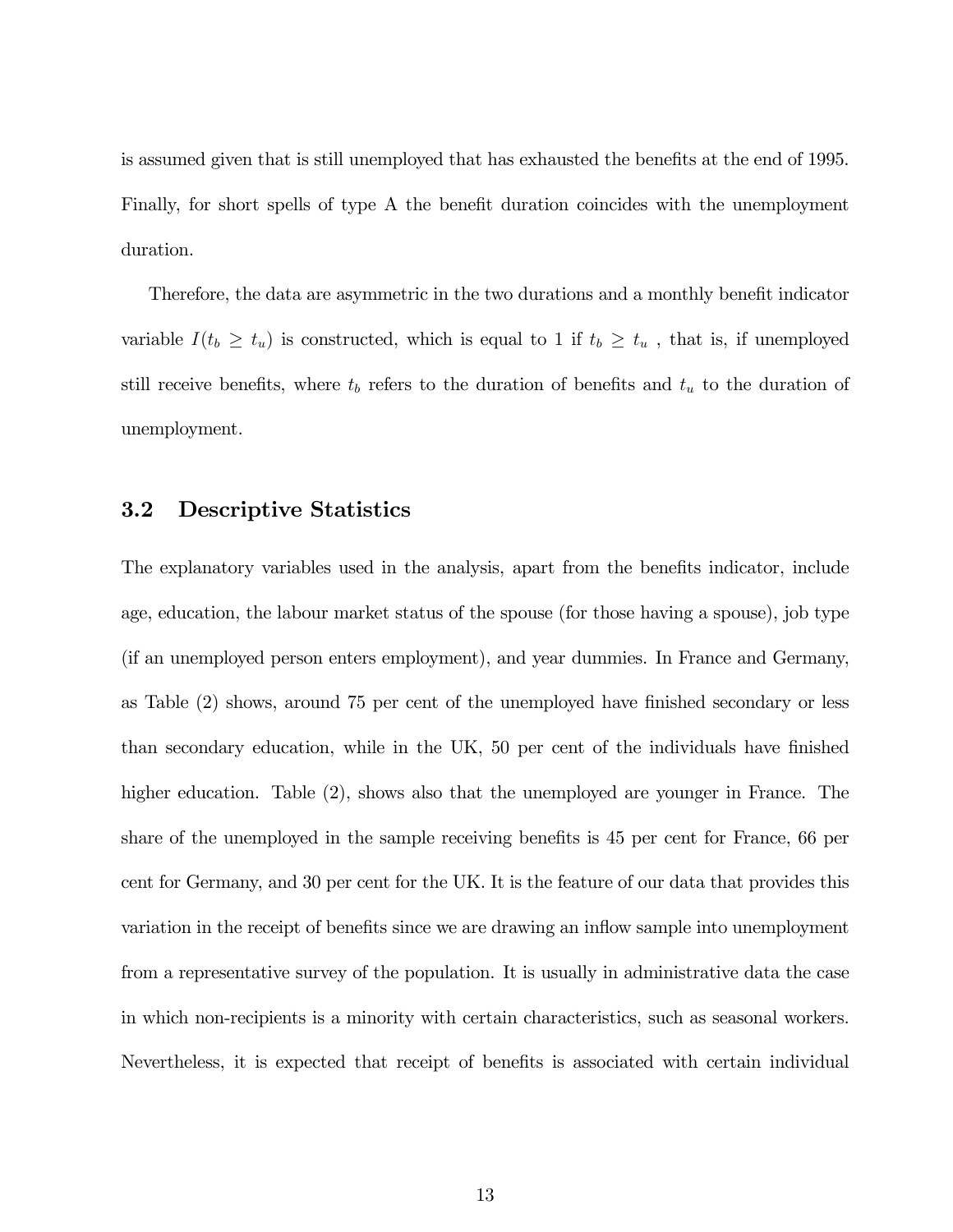is assumed given that is still unemployed that has exhausted the benefits at the end of 1995. Finally, for short spells of type A the benefit duration coincides with the unemployment duration.

Therefore, the data are asymmetric in the two durations and a monthly benefit indicator variable $I(t_b \geq t_u)$ is constructed, which is equal to 1 if $t_b \geq t_u$ , that is, if unemployed still receive benefits, where $t_b$ refers to the duration of benefits and $t_u$ to the duration of unemployment.

## 3.2 Descriptive Statistics

The explanatory variables used in the analysis, apart from the benefits indicator, include age, education, the labour market status of the spouse (for those having a spouse), job type (if an unemployed person enters employment), and year dummies. In France and Germany, as Table (2) shows, around 75 per cent of the unemployed have finished secondary or less than secondary education, while in the UK, 50 per cent of the individuals have finished higher education. Table (2), shows also that the unemployed are younger in France. The share of the unemployed in the sample receiving benefits is 45 per cent for France, 66 per cent for Germany, and 30 per cent for the UK. It is the feature of our data that provides this variation in the receipt of benefits since we are drawing an inflow sample into unemployment from a representative survey of the population. It is usually in administrative data the case in which non-recipients is a minority with certain characteristics, such as seasonal workers. Nevertheless, it is expected that receipt of benefits is associated with certain individual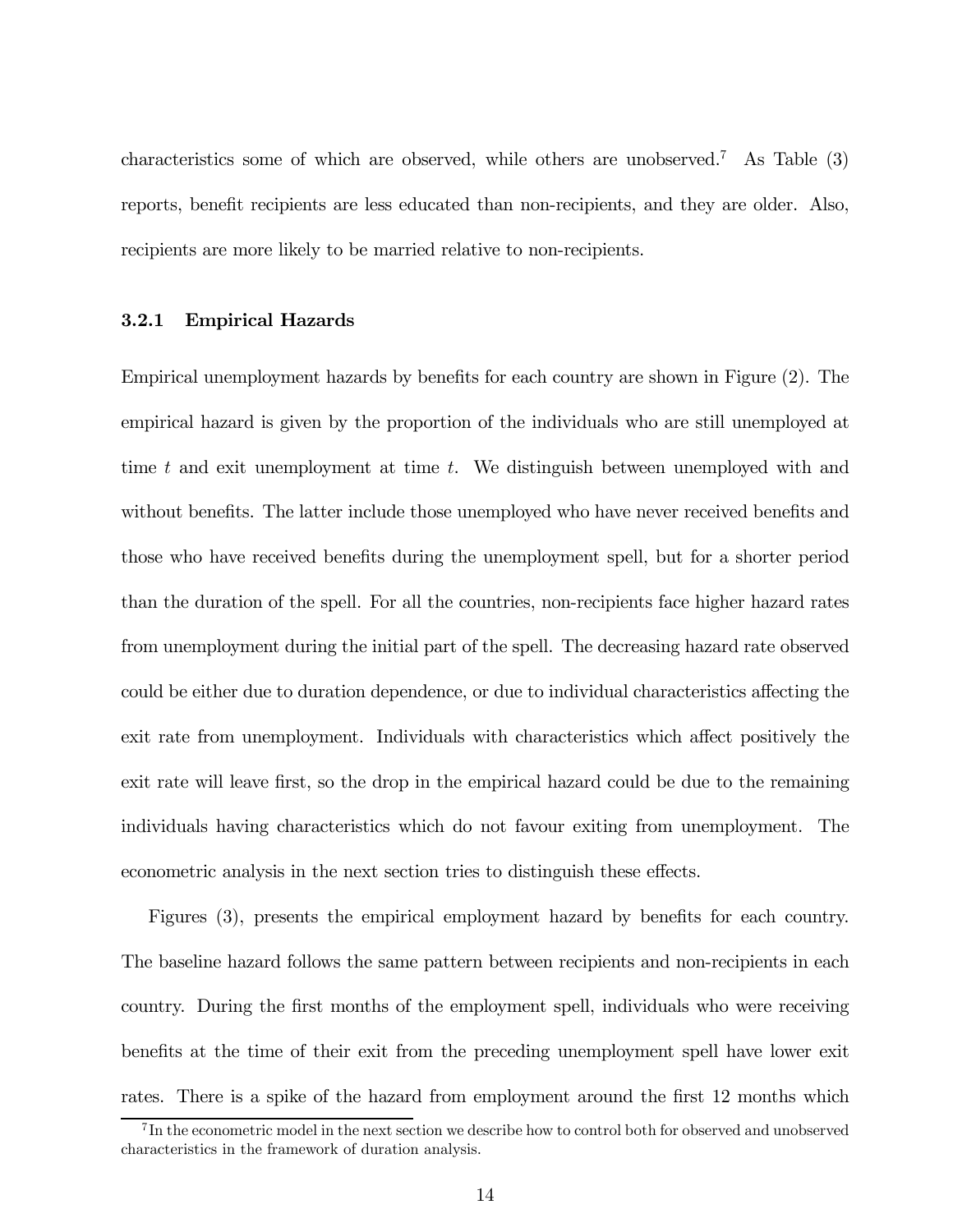characteristics some of which are observed, while others are unobserved.[7] As Table (3) reports, benefit recipients are less educated than non-recipients, and they are older. Also, recipients are more likely to be married relative to non-recipients.

### 3.2.1 Empirical Hazards

Empirical unemployment hazards by benefits for each country are shown in Figure (2). The empirical hazard is given by the proportion of the individuals who are still unemployed at time $t$ and exit unemployment at time $t$. We distinguish between unemployed with and without benefits. The latter include those unemployed who have never received benefits and those who have received benefits during the unemployment spell, but for a shorter period than the duration of the spell. For all the countries, non-recipients face higher hazard rates from unemployment during the initial part of the spell. The decreasing hazard rate observed could be either due to duration dependence, or due to individual characteristics affecting the exit rate from unemployment. Individuals with characteristics which affect positively the exit rate will leave first, so the drop in the empirical hazard could be due to the remaining individuals having characteristics which do not favour exiting from unemployment. The econometric analysis in the next section tries to distinguish these effects.

Figures (3), presents the empirical employment hazard by benefits for each country. The baseline hazard follows the same pattern between recipients and non-recipients in each country. During the first months of the employment spell, individuals who were receiving benefits at the time of their exit from the preceding unemployment spell have lower exit rates. There is a spike of the hazard from employment around the first 12 months which

[7] In the econometric model in the next section we describe how to control both for observed and unobserved characteristics in the framework of duration analysis.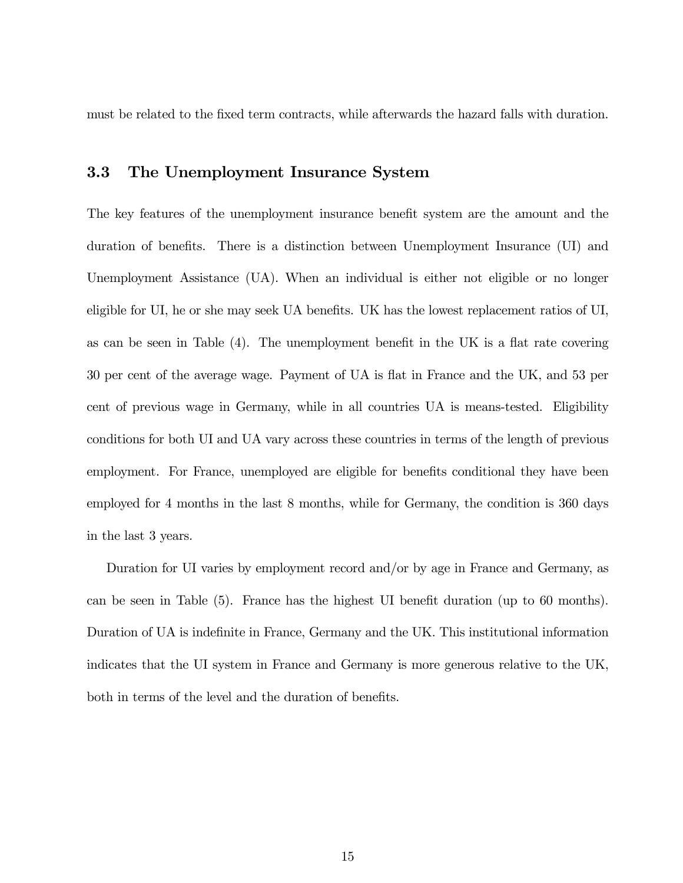must be related to the fixed term contracts, while afterwards the hazard falls with duration.

### 3.3 The Unemployment Insurance System

The key features of the unemployment insurance benefit system are the amount and the duration of benefits. There is a distinction between Unemployment Insurance (UI) and Unemployment Assistance (UA). When an individual is either not eligible or no longer eligible for UI, he or she may seek UA benefits. UK has the lowest replacement ratios of UI, as can be seen in Table (4). The unemployment benefit in the UK is a flat rate covering 30 per cent of the average wage. Payment of UA is flat in France and the UK, and 53 per cent of previous wage in Germany, while in all countries UA is means-tested. Eligibility conditions for both UI and UA vary across these countries in terms of the length of previous employment. For France, unemployed are eligible for benefits conditional they have been employed for 4 months in the last 8 months, while for Germany, the condition is 360 days in the last 3 years.

Duration for UI varies by employment record and/or by age in France and Germany, as can be seen in Table (5). France has the highest UI benefit duration (up to 60 months). Duration of UA is indefinite in France, Germany and the UK. This institutional information indicates that the UI system in France and Germany is more generous relative to the UK, both in terms of the level and the duration of benefits.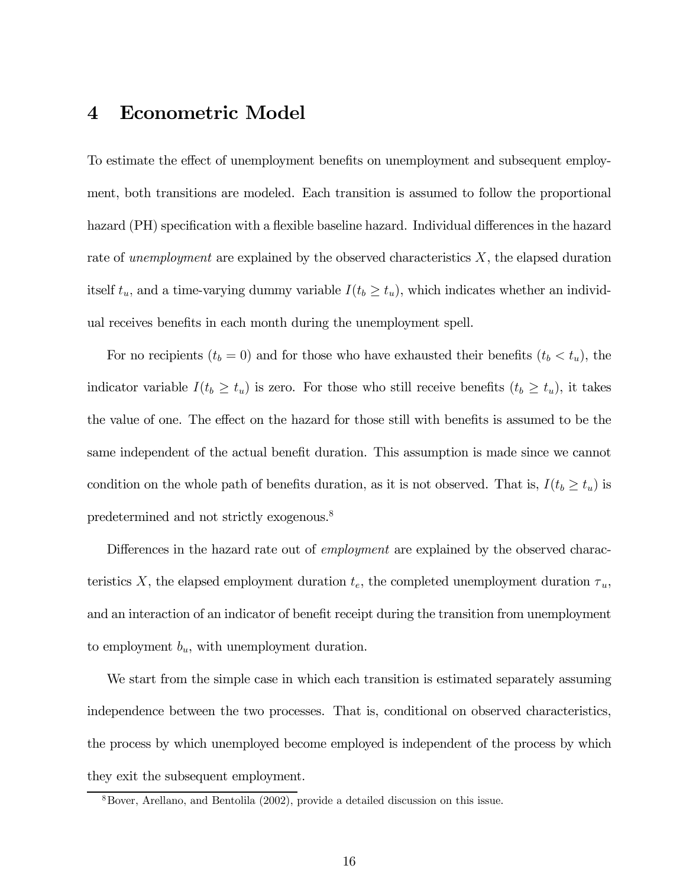# 4 Econometric Model

To estimate the effect of unemployment benefits on unemployment and subsequent employment, both transitions are modeled. Each transition is assumed to follow the proportional hazard (PH) specification with a flexible baseline hazard. Individual differences in the hazard rate of *unemployment* are explained by the observed characteristics $X$, the elapsed duration itself $t_u$, and a time-varying dummy variable $I(t_b \geq t_u)$, which indicates whether an individual receives benefits in each month during the unemployment spell.

For no recipients ($t_b = 0$) and for those who have exhausted their benefits ($t_b < t_u$), the indicator variable $I(t_b \geq t_u)$ is zero. For those who still receive benefits ($t_b \geq t_u$), it takes the value of one. The effect on the hazard for those still with benefits is assumed to be the same independent of the actual benefit duration. This assumption is made since we cannot condition on the whole path of benefits duration, as it is not observed. That is, $I(t_b \geq t_u)$ is predetermined and not strictly exogenous.[8]

Differences in the hazard rate out of *employment* are explained by the observed characteristics $X$, the elapsed employment duration $t_e$, the completed unemployment duration $\tau_u$, and an interaction of an indicator of benefit receipt during the transition from unemployment to employment $b_u$, with unemployment duration.

We start from the simple case in which each transition is estimated separately assuming independence between the two processes. That is, conditional on observed characteristics, the process by which unemployed become employed is independent of the process by which they exit the subsequent employment.

[8] Bover, Arellano, and Bentolila (2002), provide a detailed discussion on this issue.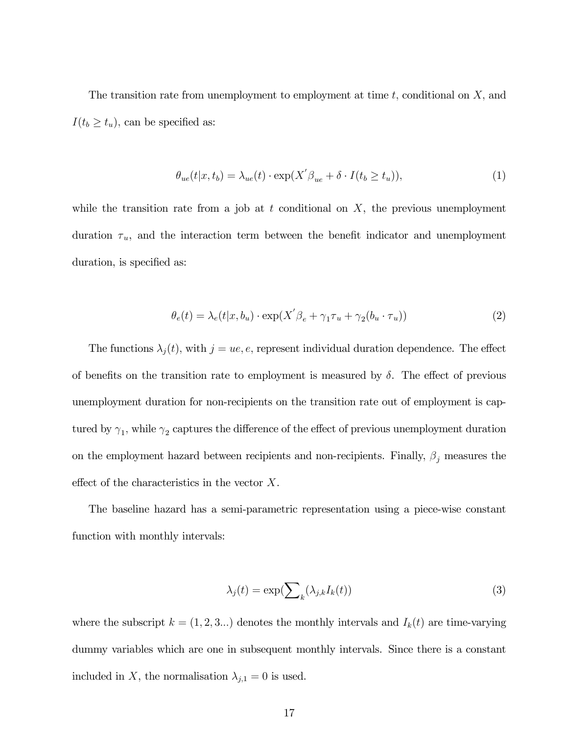The transition rate from unemployment to employment at time $t$, conditional on $X$, and $I(t_b \geq t_u)$, can be specified as:

$$\theta_{ue}(t|x, t_b) = \lambda_{ue}(t) \cdot \exp(X^{'}\beta_{ue} + \delta \cdot I(t_b \geq t_u)), \tag{1}$$

while the transition rate from a job at $t$ conditional on $X$, the previous unemployment duration $\tau_u$, and the interaction term between the benefit indicator and unemployment duration, is specified as:

$$\theta_e(t) = \lambda_e(t|x, b_u) \cdot \exp(X^{'}\beta_e + \gamma_1\tau_u + \gamma_2(b_u \cdot \tau_u)) \tag{2}$$

The functions $\lambda_j(t)$, with $j = ue, e$, represent individual duration dependence. The effect of benefits on the transition rate to employment is measured by $\delta$. The effect of previous unemployment duration for non-recipients on the transition rate out of employment is captured by $\gamma_1$, while $\gamma_2$ captures the difference of the effect of previous unemployment duration on the employment hazard between recipients and non-recipients. Finally, $\beta_j$ measures the effect of the characteristics in the vector $X$.

The baseline hazard has a semi-parametric representation using a piece-wise constant function with monthly intervals:

$$\lambda_j(t) = \exp(\sum\nolimits_k (\lambda_{j,k} I_k(t)) \tag{3}$$

where the subscript $k = (1, 2, 3...)$ denotes the monthly intervals and $I_k(t)$ are time-varying dummy variables which are one in subsequent monthly intervals. Since there is a constant included in $X$, the normalisation $\lambda_{j,1} = 0$ is used.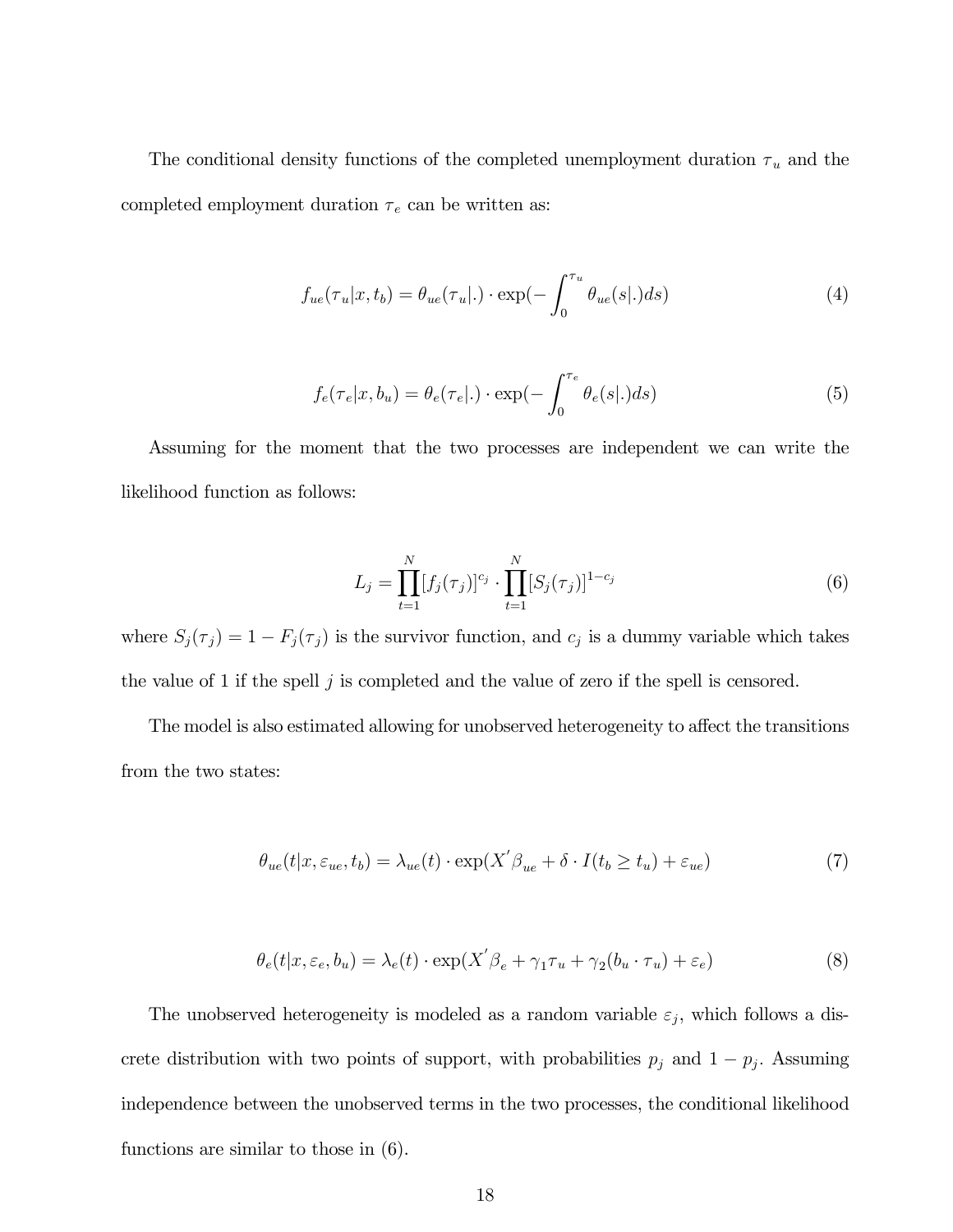The conditional density functions of the completed unemployment duration $\tau_u$ and the completed employment duration $\tau_e$ can be written as:

$$f_{ue}(\tau_u|x, t_b) = \theta_{ue}(\tau_u|.) \cdot \exp(-\int_0^{\tau_u} \theta_{ue}(s|.)ds) \tag{4}$$

$$f_e(\tau_e|x, b_u) = \theta_e(\tau_e|.) \cdot \exp(-\int_0^{\tau_e} \theta_e(s|.)ds) \tag{5}$$

Assuming for the moment that the two processes are independent we can write the likelihood function as follows:

$$L_j = \prod_{t=1}^{N}[f_j(\tau_j)]^{c_j} \cdot \prod_{t=1}^{N}[S_j(\tau_j)]^{1-c_j} \tag{6}$$

where $S_j(\tau_j) = 1 - F_j(\tau_j)$ is the survivor function, and $c_j$ is a dummy variable which takes the value of 1 if the spell $j$ is completed and the value of zero if the spell is censored.

The model is also estimated allowing for unobserved heterogeneity to affect the transitions from the two states:

$$\theta_{ue}(t|x, \varepsilon_{ue}, t_b) = \lambda_{ue}(t) \cdot \exp(X'\beta_{ue} + \delta \cdot I(t_b \geq t_u) + \varepsilon_{ue}) \tag{7}$$

$$\theta_e(t|x, \varepsilon_e, b_u) = \lambda_e(t) \cdot \exp(X'\beta_e + \gamma_1\tau_u + \gamma_2(b_u \cdot \tau_u) + \varepsilon_e) \tag{8}$$

The unobserved heterogeneity is modeled as a random variable $\varepsilon_j$, which follows a discrete distribution with two points of support, with probabilities $p_j$ and $1 - p_j$. Assuming independence between the unobserved terms in the two processes, the conditional likelihood functions are similar to those in (6).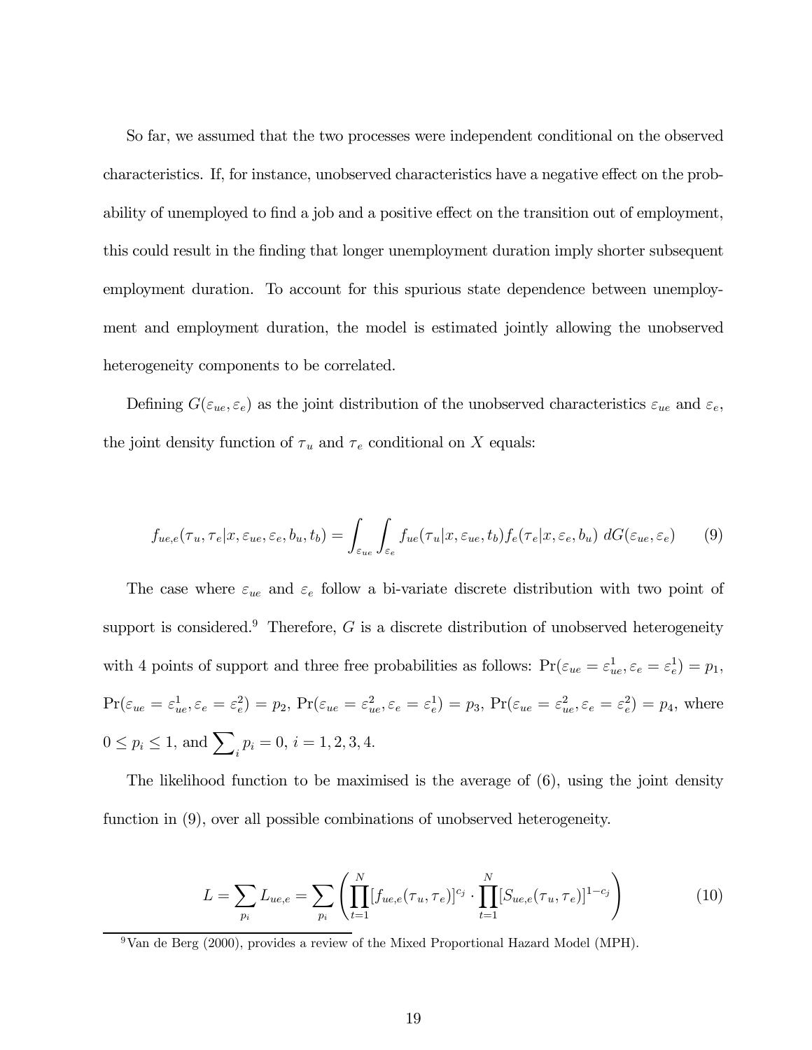So far, we assumed that the two processes were independent conditional on the observed characteristics. If, for instance, unobserved characteristics have a negative effect on the probability of unemployed to find a job and a positive effect on the transition out of employment, this could result in the finding that longer unemployment duration imply shorter subsequent employment duration. To account for this spurious state dependence between unemployment and employment duration, the model is estimated jointly allowing the unobserved heterogeneity components to be correlated.

Defining $G(\varepsilon_{ue}, \varepsilon_e)$ as the joint distribution of the unobserved characteristics $\varepsilon_{ue}$ and $\varepsilon_e$, the joint density function of $\tau_u$ and $\tau_e$ conditional on $X$ equals:

$$f_{ue,e}(\tau_u, \tau_e | x, \varepsilon_{ue}, \varepsilon_e, b_u, t_b) = \int_{\varepsilon_{ue}} \int_{\varepsilon_e} f_{ue}(\tau_u | x, \varepsilon_{ue}, t_b) f_e(\tau_e | x, \varepsilon_e, b_u) \; dG(\varepsilon_{ue}, \varepsilon_e) \qquad (9)$$

The case where $\varepsilon_{ue}$ and $\varepsilon_e$ follow a bi-variate discrete distribution with two point of support is considered.[9] Therefore, $G$ is a discrete distribution of unobserved heterogeneity with 4 points of support and three free probabilities as follows: $\Pr(\varepsilon_{ue} = \varepsilon_{ue}^1, \varepsilon_e = \varepsilon_e^1) = p_1$, $\Pr(\varepsilon_{ue} = \varepsilon_{ue}^1, \varepsilon_e = \varepsilon_e^2) = p_2$, $\Pr(\varepsilon_{ue} = \varepsilon_{ue}^2, \varepsilon_e = \varepsilon_e^1) = p_3$, $\Pr(\varepsilon_{ue} = \varepsilon_{ue}^2, \varepsilon_e = \varepsilon_e^2) = p_4$, where $0 \leq p_i \leq 1$, and $\sum_i p_i = 0$, $i = 1, 2, 3, 4$.

The likelihood function to be maximised is the average of (6), using the joint density function in (9), over all possible combinations of unobserved heterogeneity.

$$L = \sum_{p_i} L_{ue,e} = \sum_{p_i} \left( \prod_{t=1}^{N} [f_{ue,e}(\tau_u, \tau_e)]^{c_j} \cdot \prod_{t=1}^{N} [S_{ue,e}(\tau_u, \tau_e)]^{1-c_j} \right) \qquad (10)$$

[9] Van de Berg (2000), provides a review of the Mixed Proportional Hazard Model (MPH).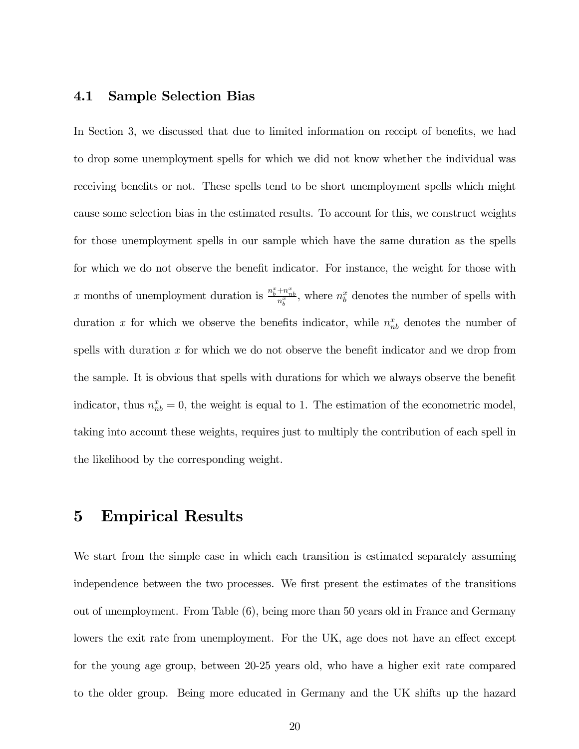### 4.1 Sample Selection Bias

In Section 3, we discussed that due to limited information on receipt of benefits, we had to drop some unemployment spells for which we did not know whether the individual was receiving benefits or not. These spells tend to be short unemployment spells which might cause some selection bias in the estimated results. To account for this, we construct weights for those unemployment spells in our sample which have the same duration as the spells for which we do not observe the benefit indicator. For instance, the weight for those with $x$ months of unemployment duration is $\frac{n_b^x + n_{nb}^x}{n_b^x}$, where $n_b^x$ denotes the number of spells with duration $x$ for which we observe the benefits indicator, while $n_{nb}^x$ denotes the number of spells with duration $x$ for which we do not observe the benefit indicator and we drop from the sample. It is obvious that spells with durations for which we always observe the benefit indicator, thus $n_{nb}^x = 0$, the weight is equal to 1. The estimation of the econometric model, taking into account these weights, requires just to multiply the contribution of each spell in the likelihood by the corresponding weight.

## 5 Empirical Results

We start from the simple case in which each transition is estimated separately assuming independence between the two processes. We first present the estimates of the transitions out of unemployment. From Table (6), being more than 50 years old in France and Germany lowers the exit rate from unemployment. For the UK, age does not have an effect except for the young age group, between 20-25 years old, who have a higher exit rate compared to the older group. Being more educated in Germany and the UK shifts up the hazard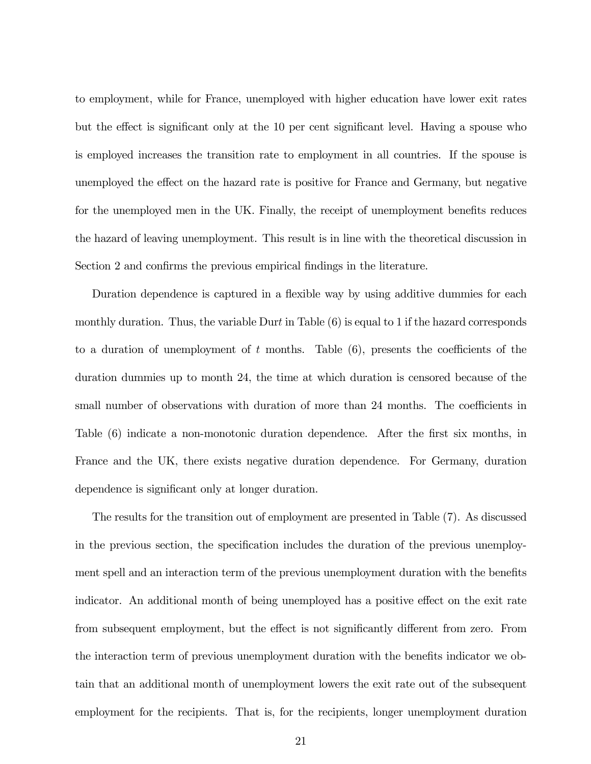to employment, while for France, unemployed with higher education have lower exit rates but the effect is significant only at the 10 per cent significant level. Having a spouse who is employed increases the transition rate to employment in all countries. If the spouse is unemployed the effect on the hazard rate is positive for France and Germany, but negative for the unemployed men in the UK. Finally, the receipt of unemployment benefits reduces the hazard of leaving unemployment. This result is in line with the theoretical discussion in Section 2 and confirms the previous empirical findings in the literature.

Duration dependence is captured in a flexible way by using additive dummies for each monthly duration. Thus, the variable Dur$t$ in Table (6) is equal to 1 if the hazard corresponds to a duration of unemployment of $t$ months. Table (6), presents the coefficients of the duration dummies up to month 24, the time at which duration is censored because of the small number of observations with duration of more than 24 months. The coefficients in Table (6) indicate a non-monotonic duration dependence. After the first six months, in France and the UK, there exists negative duration dependence. For Germany, duration dependence is significant only at longer duration.

The results for the transition out of employment are presented in Table (7). As discussed in the previous section, the specification includes the duration of the previous unemployment spell and an interaction term of the previous unemployment duration with the benefits indicator. An additional month of being unemployed has a positive effect on the exit rate from subsequent employment, but the effect is not significantly different from zero. From the interaction term of previous unemployment duration with the benefits indicator we obtain that an additional month of unemployment lowers the exit rate out of the subsequent employment for the recipients. That is, for the recipients, longer unemployment duration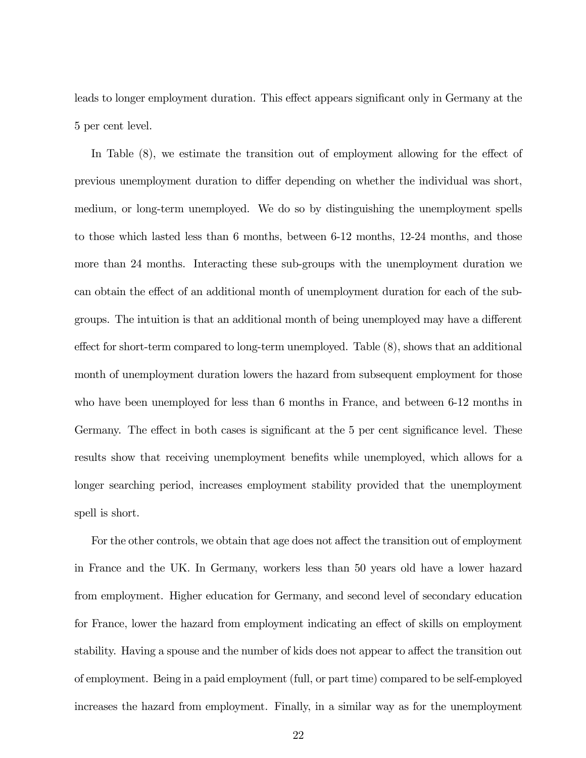leads to longer employment duration. This effect appears significant only in Germany at the 5 per cent level.

In Table (8), we estimate the transition out of employment allowing for the effect of previous unemployment duration to differ depending on whether the individual was short, medium, or long-term unemployed. We do so by distinguishing the unemployment spells to those which lasted less than 6 months, between 6-12 months, 12-24 months, and those more than 24 months. Interacting these sub-groups with the unemployment duration we can obtain the effect of an additional month of unemployment duration for each of the sub-groups. The intuition is that an additional month of being unemployed may have a different effect for short-term compared to long-term unemployed. Table (8), shows that an additional month of unemployment duration lowers the hazard from subsequent employment for those who have been unemployed for less than 6 months in France, and between 6-12 months in Germany. The effect in both cases is significant at the 5 per cent significance level. These results show that receiving unemployment benefits while unemployed, which allows for a longer searching period, increases employment stability provided that the unemployment spell is short.

For the other controls, we obtain that age does not affect the transition out of employment in France and the UK. In Germany, workers less than 50 years old have a lower hazard from employment. Higher education for Germany, and second level of secondary education for France, lower the hazard from employment indicating an effect of skills on employment stability. Having a spouse and the number of kids does not appear to affect the transition out of employment. Being in a paid employment (full, or part time) compared to be self-employed increases the hazard from employment. Finally, in a similar way as for the unemployment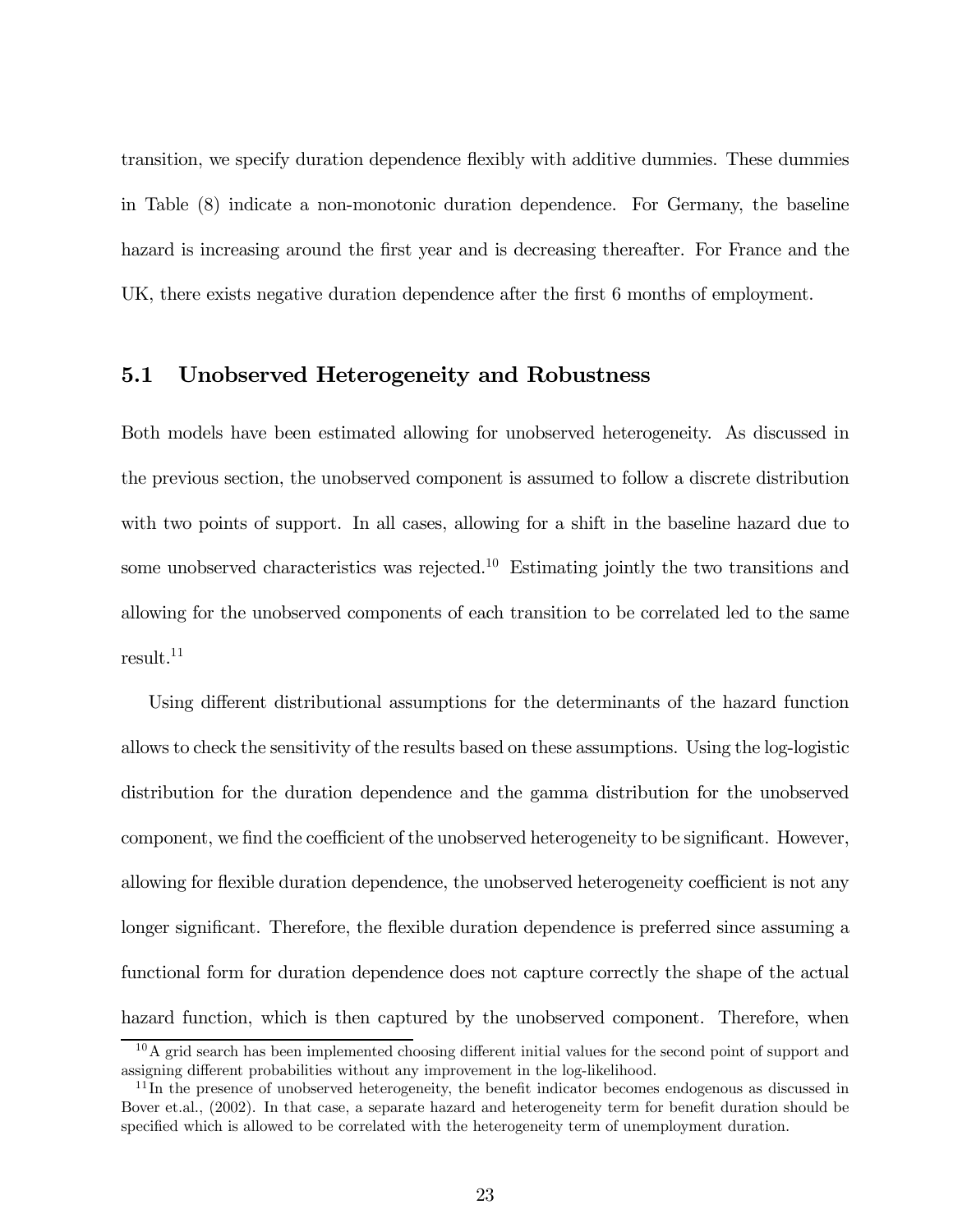transition, we specify duration dependence flexibly with additive dummies. These dummies in Table (8) indicate a non-monotonic duration dependence. For Germany, the baseline hazard is increasing around the first year and is decreasing thereafter. For France and the UK, there exists negative duration dependence after the first 6 months of employment.

## 5.1 Unobserved Heterogeneity and Robustness

Both models have been estimated allowing for unobserved heterogeneity. As discussed in the previous section, the unobserved component is assumed to follow a discrete distribution with two points of support. In all cases, allowing for a shift in the baseline hazard due to some unobserved characteristics was rejected.[10] Estimating jointly the two transitions and allowing for the unobserved components of each transition to be correlated led to the same result.[11]

Using different distributional assumptions for the determinants of the hazard function allows to check the sensitivity of the results based on these assumptions. Using the log-logistic distribution for the duration dependence and the gamma distribution for the unobserved component, we find the coefficient of the unobserved heterogeneity to be significant. However, allowing for flexible duration dependence, the unobserved heterogeneity coefficient is not any longer significant. Therefore, the flexible duration dependence is preferred since assuming a functional form for duration dependence does not capture correctly the shape of the actual hazard function, which is then captured by the unobserved component. Therefore, when

[10] A grid search has been implemented choosing different initial values for the second point of support and assigning different probabilities without any improvement in the log-likelihood.

[11] In the presence of unobserved heterogeneity, the benefit indicator becomes endogenous as discussed in Bover et.al., (2002). In that case, a separate hazard and heterogeneity term for benefit duration should be specified which is allowed to be correlated with the heterogeneity term of unemployment duration.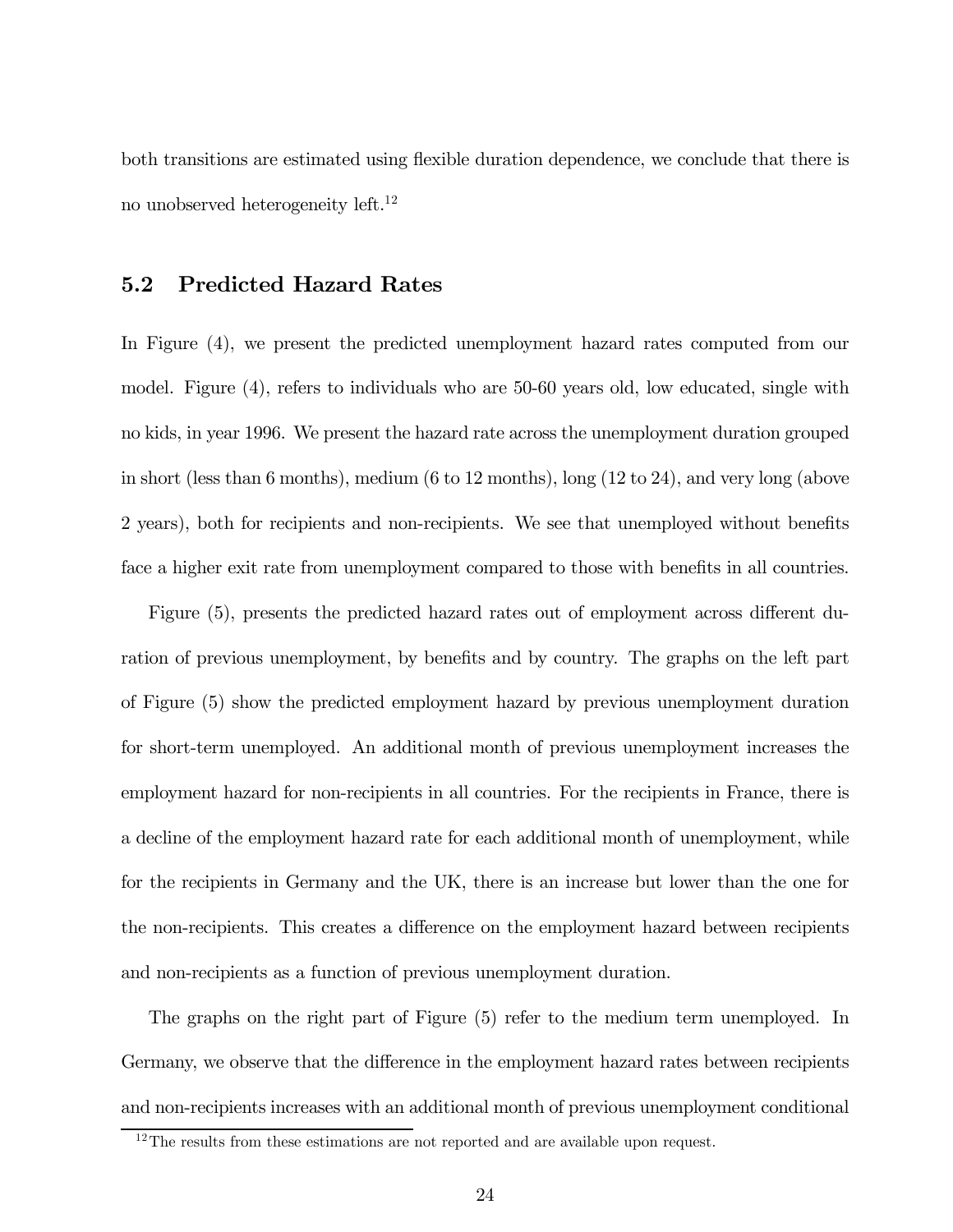both transitions are estimated using flexible duration dependence, we conclude that there is no unobserved heterogeneity left.[12]

## 5.2 Predicted Hazard Rates

In Figure (4), we present the predicted unemployment hazard rates computed from our model. Figure (4), refers to individuals who are 50-60 years old, low educated, single with no kids, in year 1996. We present the hazard rate across the unemployment duration grouped in short (less than 6 months), medium (6 to 12 months), long (12 to 24), and very long (above 2 years), both for recipients and non-recipients. We see that unemployed without benefits face a higher exit rate from unemployment compared to those with benefits in all countries.

Figure (5), presents the predicted hazard rates out of employment across different duration of previous unemployment, by benefits and by country. The graphs on the left part of Figure (5) show the predicted employment hazard by previous unemployment duration for short-term unemployed. An additional month of previous unemployment increases the employment hazard for non-recipients in all countries. For the recipients in France, there is a decline of the employment hazard rate for each additional month of unemployment, while for the recipients in Germany and the UK, there is an increase but lower than the one for the non-recipients. This creates a difference on the employment hazard between recipients and non-recipients as a function of previous unemployment duration.

The graphs on the right part of Figure (5) refer to the medium term unemployed. In Germany, we observe that the difference in the employment hazard rates between recipients and non-recipients increases with an additional month of previous unemployment conditional

[12] The results from these estimations are not reported and are available upon request.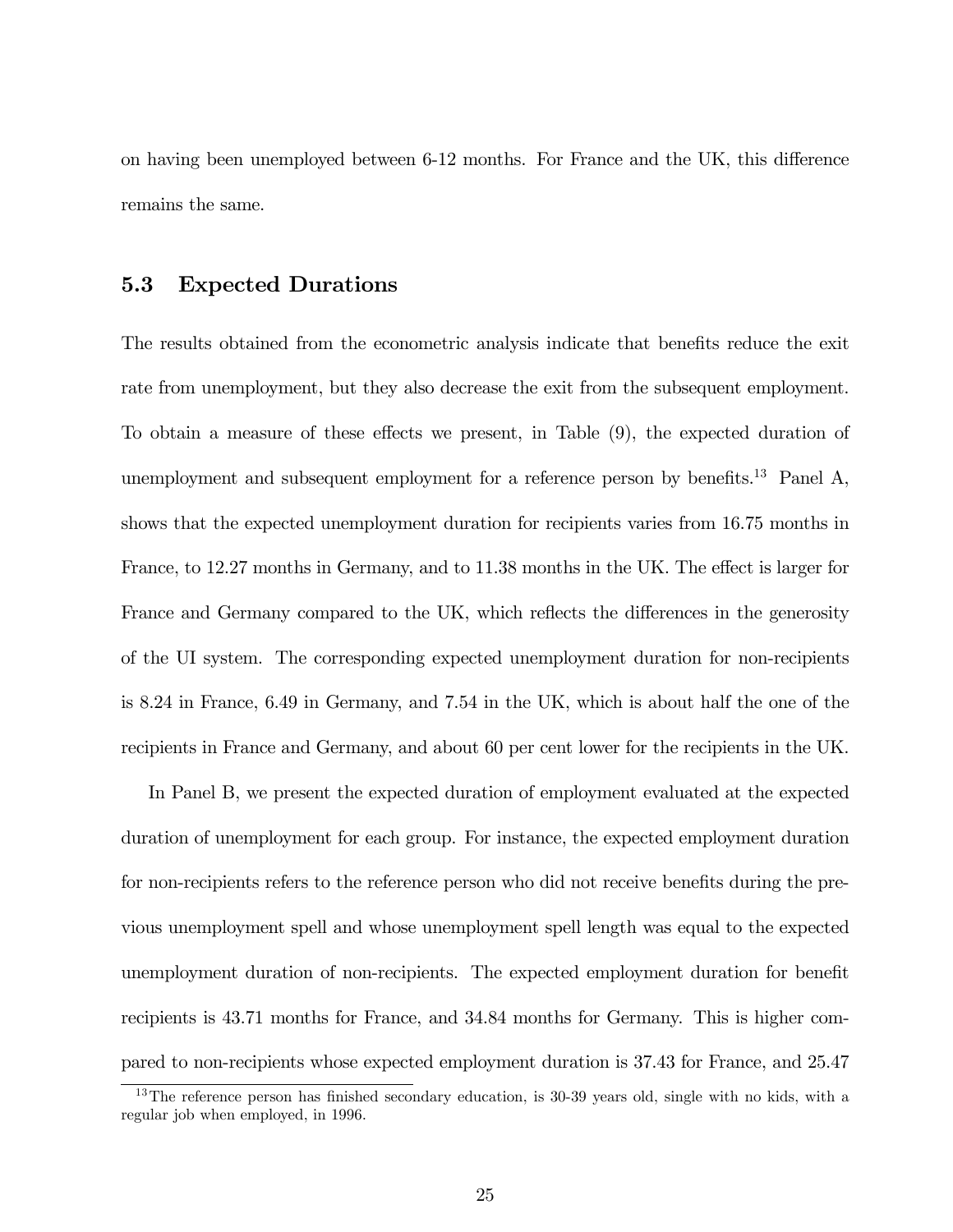on having been unemployed between 6-12 months. For France and the UK, this difference remains the same.

### 5.3 Expected Durations

The results obtained from the econometric analysis indicate that benefits reduce the exit rate from unemployment, but they also decrease the exit from the subsequent employment. To obtain a measure of these effects we present, in Table (9), the expected duration of unemployment and subsequent employment for a reference person by benefits.[13] Panel A, shows that the expected unemployment duration for recipients varies from 16.75 months in France, to 12.27 months in Germany, and to 11.38 months in the UK. The effect is larger for France and Germany compared to the UK, which reflects the differences in the generosity of the UI system. The corresponding expected unemployment duration for non-recipients is 8.24 in France, 6.49 in Germany, and 7.54 in the UK, which is about half the one of the recipients in France and Germany, and about 60 per cent lower for the recipients in the UK.

In Panel B, we present the expected duration of employment evaluated at the expected duration of unemployment for each group. For instance, the expected employment duration for non-recipients refers to the reference person who did not receive benefits during the previous unemployment spell and whose unemployment spell length was equal to the expected unemployment duration of non-recipients. The expected employment duration for benefit recipients is 43.71 months for France, and 34.84 months for Germany. This is higher compared to non-recipients whose expected employment duration is 37.43 for France, and 25.47

[13] The reference person has finished secondary education, is 30-39 years old, single with no kids, with a regular job when employed, in 1996.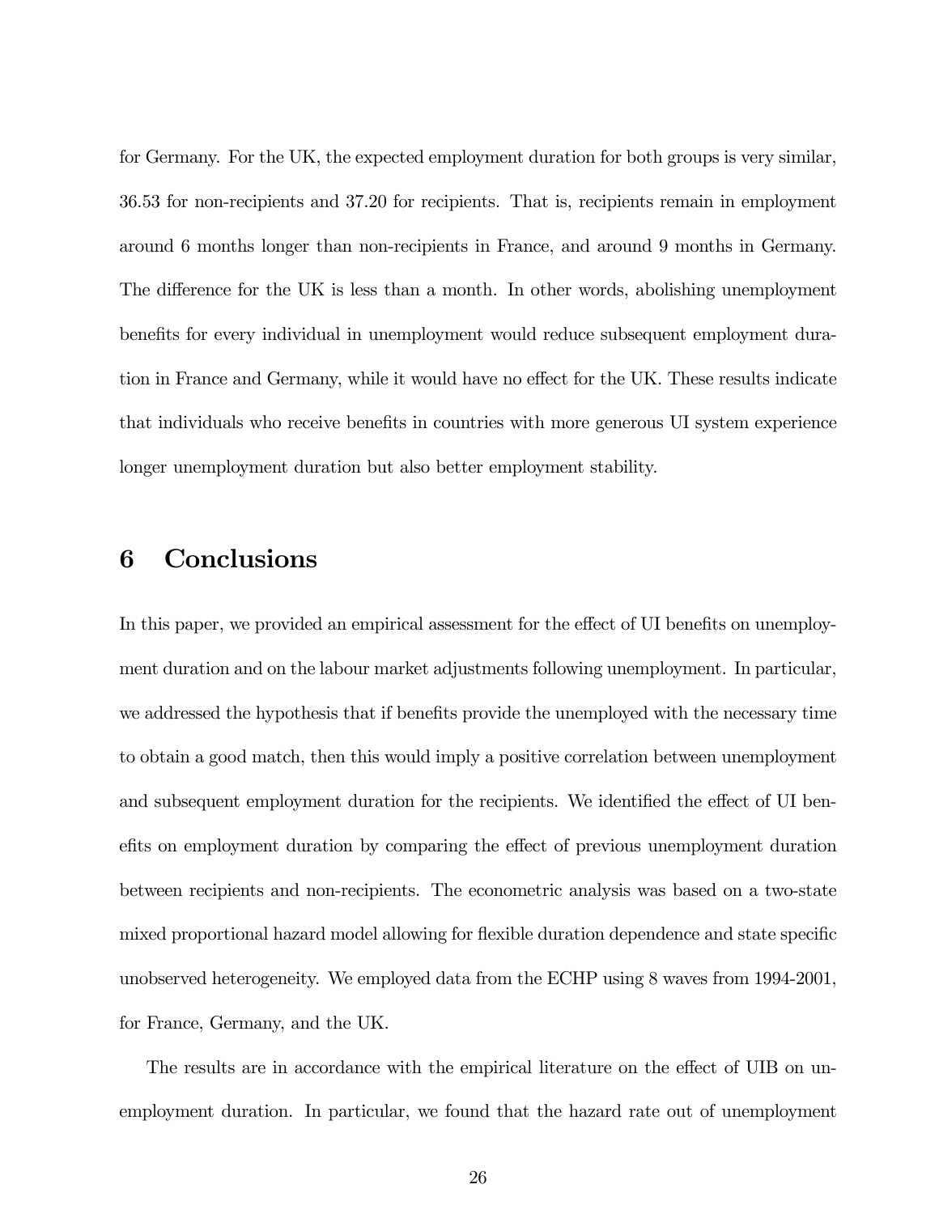for Germany. For the UK, the expected employment duration for both groups is very similar, 36.53 for non-recipients and 37.20 for recipients. That is, recipients remain in employment around 6 months longer than non-recipients in France, and around 9 months in Germany. The difference for the UK is less than a month. In other words, abolishing unemployment benefits for every individual in unemployment would reduce subsequent employment duration in France and Germany, while it would have no effect for the UK. These results indicate that individuals who receive benefits in countries with more generous UI system experience longer unemployment duration but also better employment stability.

# 6 Conclusions

In this paper, we provided an empirical assessment for the effect of UI benefits on unemployment duration and on the labour market adjustments following unemployment. In particular, we addressed the hypothesis that if benefits provide the unemployed with the necessary time to obtain a good match, then this would imply a positive correlation between unemployment and subsequent employment duration for the recipients. We identified the effect of UI benefits on employment duration by comparing the effect of previous unemployment duration between recipients and non-recipients. The econometric analysis was based on a two-state mixed proportional hazard model allowing for flexible duration dependence and state specific unobserved heterogeneity. We employed data from the ECHP using 8 waves from 1994-2001, for France, Germany, and the UK.

The results are in accordance with the empirical literature on the effect of UIB on unemployment duration. In particular, we found that the hazard rate out of unemployment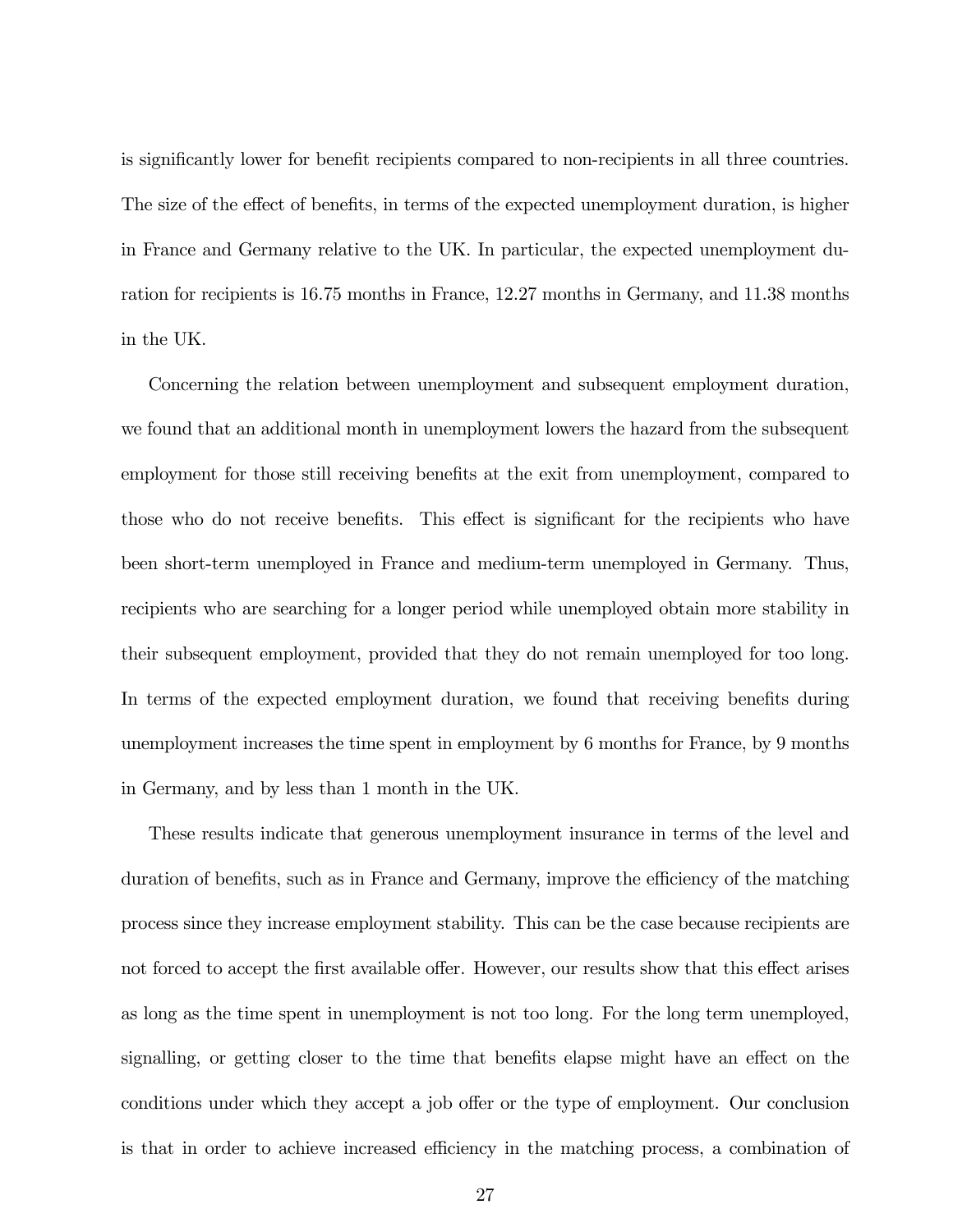is significantly lower for benefit recipients compared to non-recipients in all three countries. The size of the effect of benefits, in terms of the expected unemployment duration, is higher in France and Germany relative to the UK. In particular, the expected unemployment duration for recipients is 16.75 months in France, 12.27 months in Germany, and 11.38 months in the UK.

Concerning the relation between unemployment and subsequent employment duration, we found that an additional month in unemployment lowers the hazard from the subsequent employment for those still receiving benefits at the exit from unemployment, compared to those who do not receive benefits. This effect is significant for the recipients who have been short-term unemployed in France and medium-term unemployed in Germany. Thus, recipients who are searching for a longer period while unemployed obtain more stability in their subsequent employment, provided that they do not remain unemployed for too long. In terms of the expected employment duration, we found that receiving benefits during unemployment increases the time spent in employment by 6 months for France, by 9 months in Germany, and by less than 1 month in the UK.

These results indicate that generous unemployment insurance in terms of the level and duration of benefits, such as in France and Germany, improve the efficiency of the matching process since they increase employment stability. This can be the case because recipients are not forced to accept the first available offer. However, our results show that this effect arises as long as the time spent in unemployment is not too long. For the long term unemployed, signalling, or getting closer to the time that benefits elapse might have an effect on the conditions under which they accept a job offer or the type of employment. Our conclusion is that in order to achieve increased efficiency in the matching process, a combination of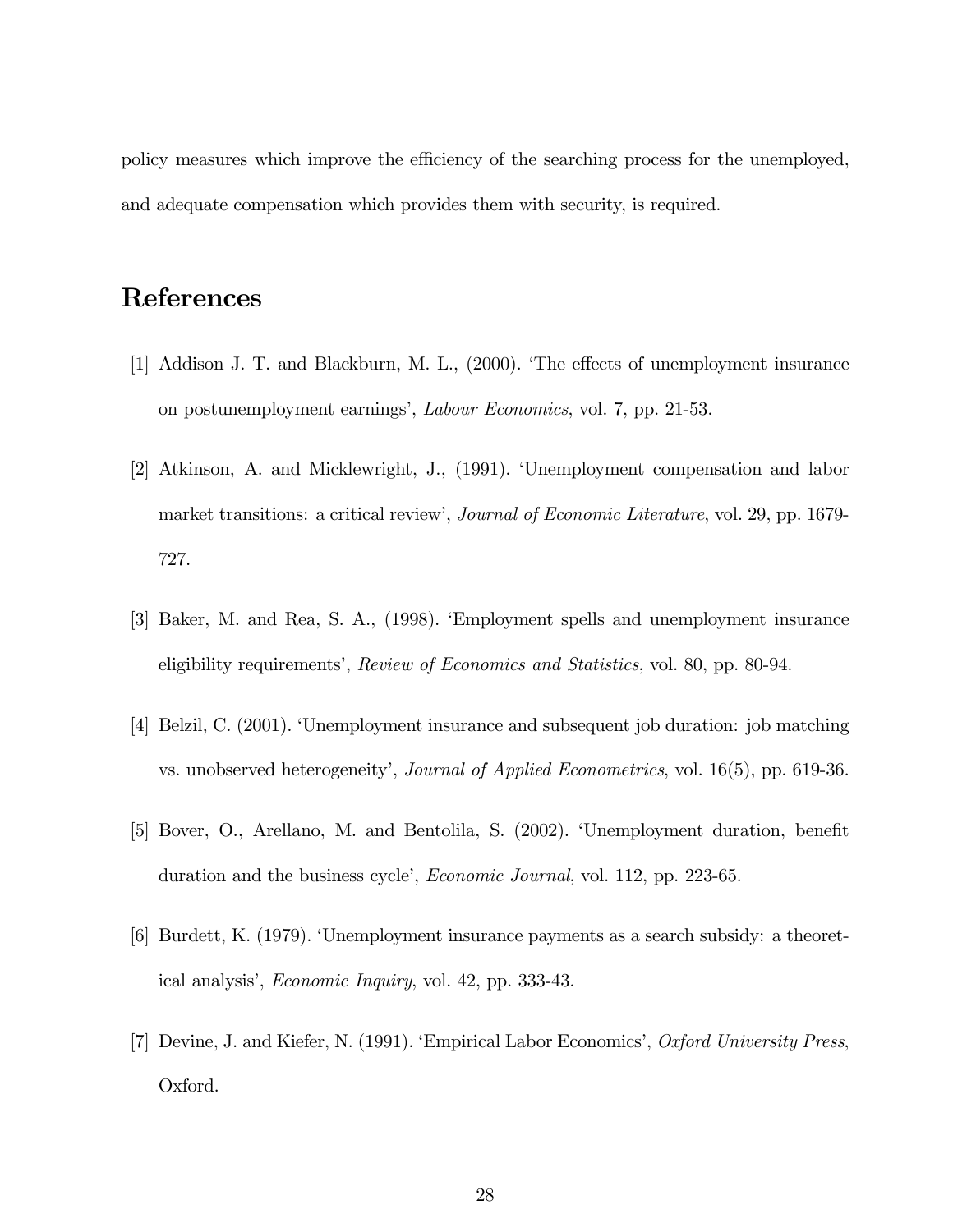policy measures which improve the efficiency of the searching process for the unemployed, and adequate compensation which provides them with security, is required.

# References

[1] Addison J. T. and Blackburn, M. L., (2000). 'The effects of unemployment insurance on postunemployment earnings', *Labour Economics*, vol. 7, pp. 21-53.

[2] Atkinson, A. and Micklewright, J., (1991). 'Unemployment compensation and labor market transitions: a critical review', *Journal of Economic Literature*, vol. 29, pp. 1679-727.

[3] Baker, M. and Rea, S. A., (1998). 'Employment spells and unemployment insurance eligibility requirements', *Review of Economics and Statistics*, vol. 80, pp. 80-94.

[4] Belzil, C. (2001). 'Unemployment insurance and subsequent job duration: job matching vs. unobserved heterogeneity', *Journal of Applied Econometrics*, vol. 16(5), pp. 619-36.

[5] Bover, O., Arellano, M. and Bentolila, S. (2002). 'Unemployment duration, benefit duration and the business cycle', *Economic Journal*, vol. 112, pp. 223-65.

[6] Burdett, K. (1979). 'Unemployment insurance payments as a search subsidy: a theoretical analysis', *Economic Inquiry*, vol. 42, pp. 333-43.

[7] Devine, J. and Kiefer, N. (1991). 'Empirical Labor Economics', *Oxford University Press*, Oxford.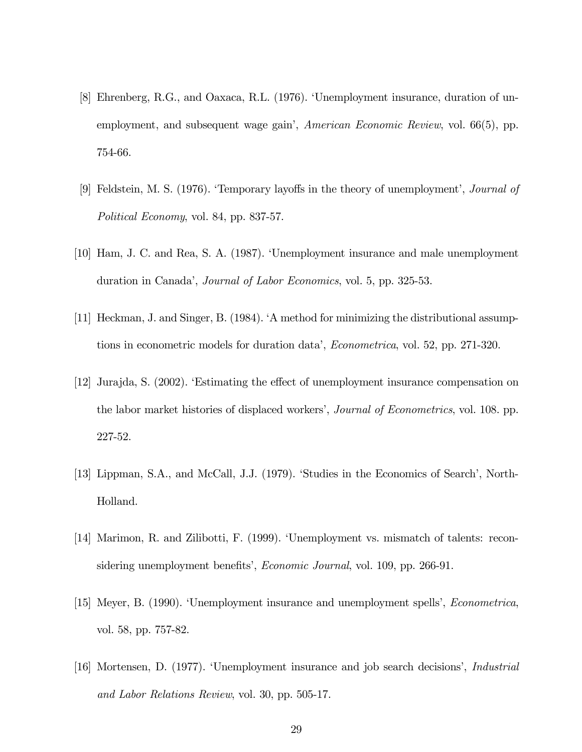[8] Ehrenberg, R.G., and Oaxaca, R.L. (1976). 'Unemployment insurance, duration of unemployment, and subsequent wage gain', *American Economic Review*, vol. 66(5), pp. 754-66.

[9] Feldstein, M. S. (1976). 'Temporary layoffs in the theory of unemployment', *Journal of Political Economy*, vol. 84, pp. 837-57.

[10] Ham, J. C. and Rea, S. A. (1987). 'Unemployment insurance and male unemployment duration in Canada', *Journal of Labor Economics*, vol. 5, pp. 325-53.

[11] Heckman, J. and Singer, B. (1984). 'A method for minimizing the distributional assumptions in econometric models for duration data', *Econometrica*, vol. 52, pp. 271-320.

[12] Jurajda, S. (2002). 'Estimating the effect of unemployment insurance compensation on the labor market histories of displaced workers', *Journal of Econometrics*, vol. 108. pp. 227-52.

[13] Lippman, S.A., and McCall, J.J. (1979). 'Studies in the Economics of Search', North-Holland.

[14] Marimon, R. and Zilibotti, F. (1999). 'Unemployment vs. mismatch of talents: reconsidering unemployment benefits', *Economic Journal*, vol. 109, pp. 266-91.

[15] Meyer, B. (1990). 'Unemployment insurance and unemployment spells', *Econometrica*, vol. 58, pp. 757-82.

[16] Mortensen, D. (1977). 'Unemployment insurance and job search decisions', *Industrial and Labor Relations Review*, vol. 30, pp. 505-17.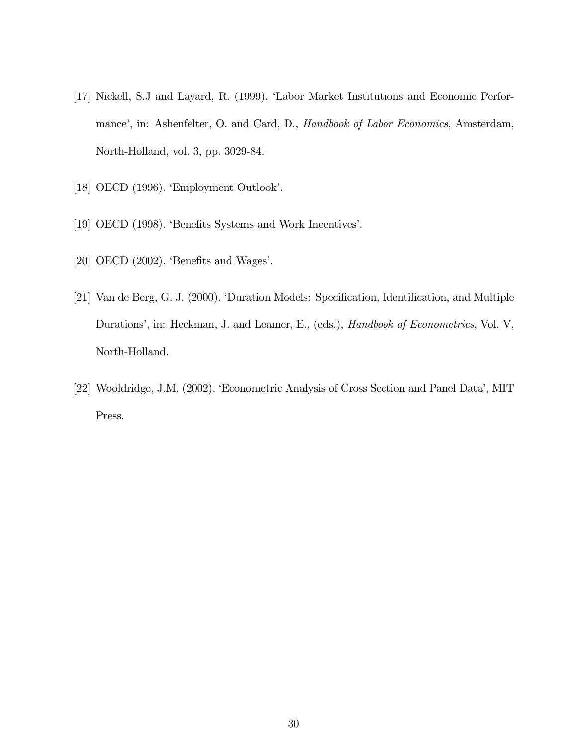[17] Nickell, S.J and Layard, R. (1999). 'Labor Market Institutions and Economic Performance', in: Ashenfelter, O. and Card, D., *Handbook of Labor Economics*, Amsterdam, North-Holland, vol. 3, pp. 3029-84.

[18] OECD (1996). 'Employment Outlook'.

[19] OECD (1998). 'Benefits Systems and Work Incentives'.

[20] OECD (2002). 'Benefits and Wages'.

[21] Van de Berg, G. J. (2000). 'Duration Models: Specification, Identification, and Multiple Durations', in: Heckman, J. and Leamer, E., (eds.), *Handbook of Econometrics*, Vol. V, North-Holland.

[22] Wooldridge, J.M. (2002). 'Econometric Analysis of Cross Section and Panel Data', MIT Press.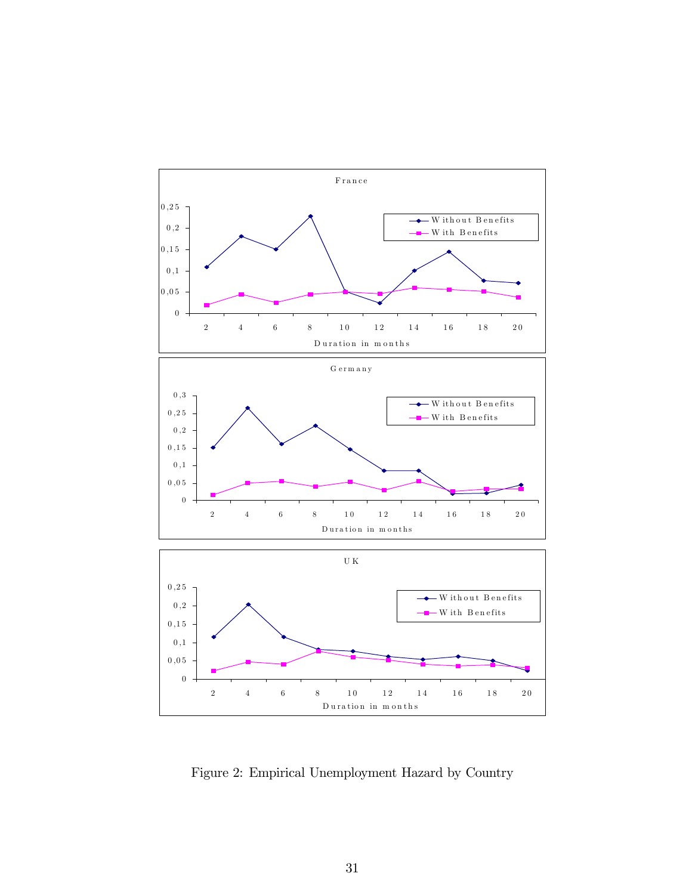Figure 2: Empirical Unemployment Hazard by Country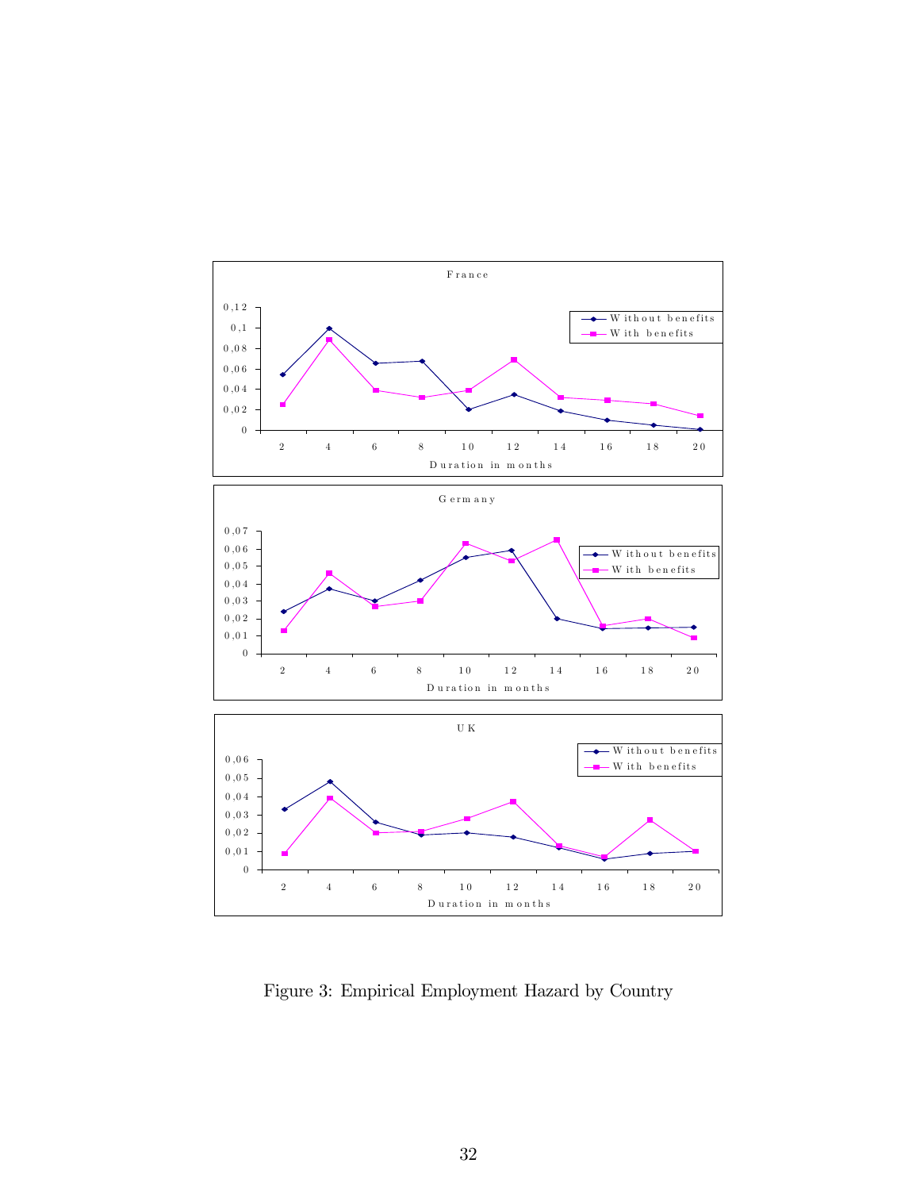Figure 3: Empirical Employment Hazard by Country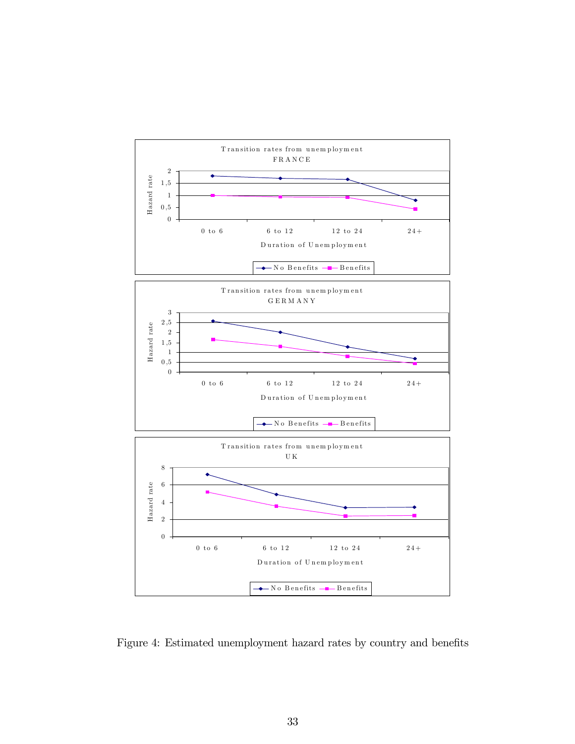Figure 4: Estimated unemployment hazard rates by country and benefits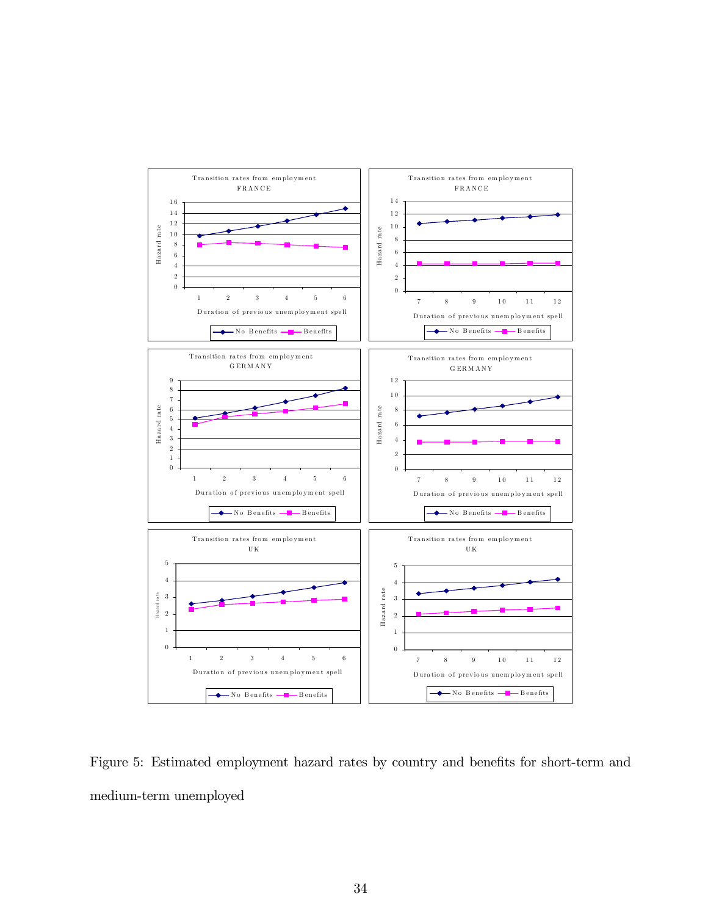Figure 5: Estimated employment hazard rates by country and benefits for short-term and medium-term unemployed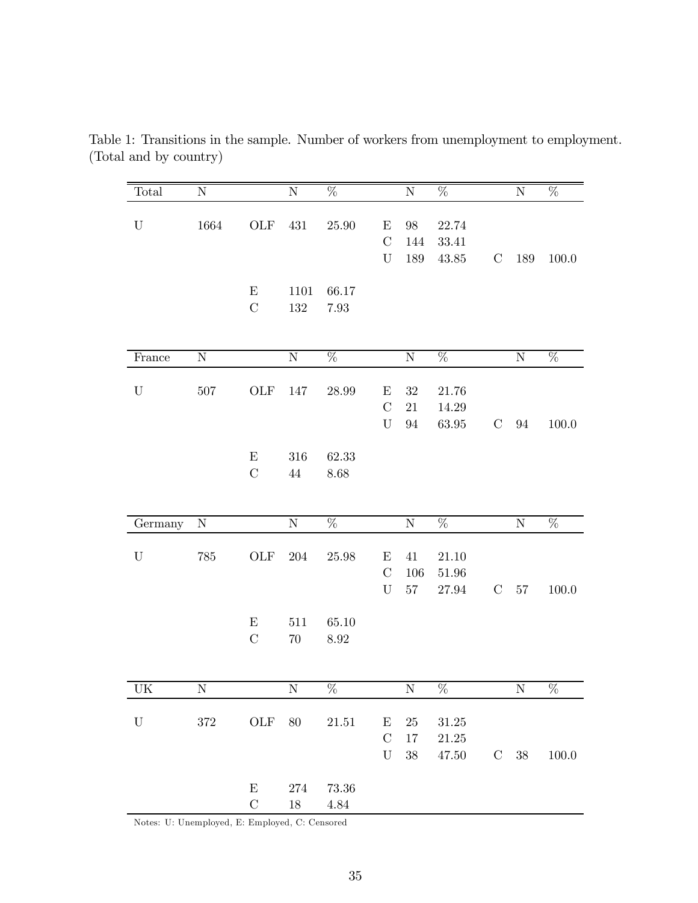Table 1: Transitions in the sample. Number of workers from unemployment to employment. (Total and by country)

| Total | N | | N | % | | N | % | | N | % |
|---|---|---|---|---|---|---|---|---|---|---|
| U | 1664 | OLF | 431 | 25.90 | E | 98 | 22.74 | | | |
| | | | | | C | 144 | 33.41 | | | |
| | | | | | U | 189 | 43.85 | C | 189 | 100.0 |
| | | E | 1101 | 66.17 | | | | | | |
| | | C | 132 | 7.93 | | | | | | |
| **France** | **N** | | **N** | **%** | | **N** | **%** | | **N** | **%** |
| U | 507 | OLF | 147 | 28.99 | E | 32 | 21.76 | | | |
| | | | | | C | 21 | 14.29 | | | |
| | | | | | U | 94 | 63.95 | C | 94 | 100.0 |
| | | E | 316 | 62.33 | | | | | | |
| | | C | 44 | 8.68 | | | | | | |
| **Germany** | **N** | | **N** | **%** | | **N** | **%** | | **N** | **%** |
| U | 785 | OLF | 204 | 25.98 | E | 41 | 21.10 | | | |
| | | | | | C | 106 | 51.96 | | | |
| | | | | | U | 57 | 27.94 | C | 57 | 100.0 |
| | | E | 511 | 65.10 | | | | | | |
| | | C | 70 | 8.92 | | | | | | |
| **UK** | **N** | | **N** | **%** | | **N** | **%** | | **N** | **%** |
| U | 372 | OLF | 80 | 21.51 | E | 25 | 31.25 | | | |
| | | | | | C | 17 | 21.25 | | | |
| | | | | | U | 38 | 47.50 | C | 38 | 100.0 |
| | | E | 274 | 73.36 | | | | | | |
| | | C | 18 | 4.84 | | | | | | |

Notes: U: Unemployed, E: Employed, C: Censored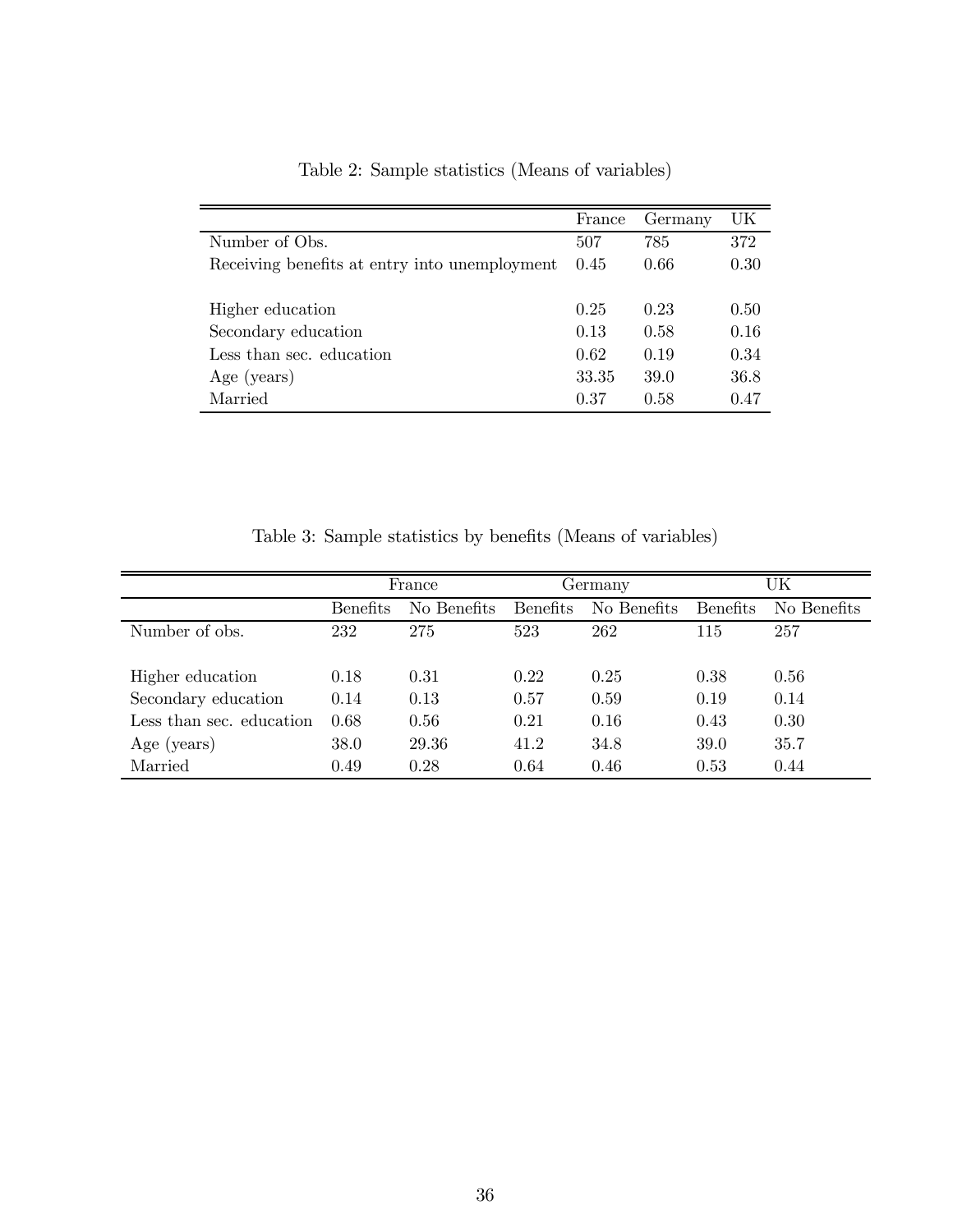Table 2: Sample statistics (Means of variables)

| | France | Germany | UK |
|---|---|---|---|
| Number of Obs. | 507 | 785 | 372 |
| Receiving benefits at entry into unemployment | 0.45 | 0.66 | 0.30 |
| | | | |
| Higher education | 0.25 | 0.23 | 0.50 |
| Secondary education | 0.13 | 0.58 | 0.16 |
| Less than sec. education | 0.62 | 0.19 | 0.34 |
| Age (years) | 33.35 | 39.0 | 36.8 |
| Married | 0.37 | 0.58 | 0.47 |

Table 3: Sample statistics by benefits (Means of variables)

| | France | | Germany | | UK | |
|---|---|---|---|---|---|---|
| | Benefits | No Benefits | Benefits | No Benefits | Benefits | No Benefits |
| Number of obs. | 232 | 275 | 523 | 262 | 115 | 257 |
| | | | | | | |
| Higher education | 0.18 | 0.31 | 0.22 | 0.25 | 0.38 | 0.56 |
| Secondary education | 0.14 | 0.13 | 0.57 | 0.59 | 0.19 | 0.14 |
| Less than sec. education | 0.68 | 0.56 | 0.21 | 0.16 | 0.43 | 0.30 |
| Age (years) | 38.0 | 29.36 | 41.2 | 34.8 | 39.0 | 35.7 |
| Married | 0.49 | 0.28 | 0.64 | 0.46 | 0.53 | 0.44 |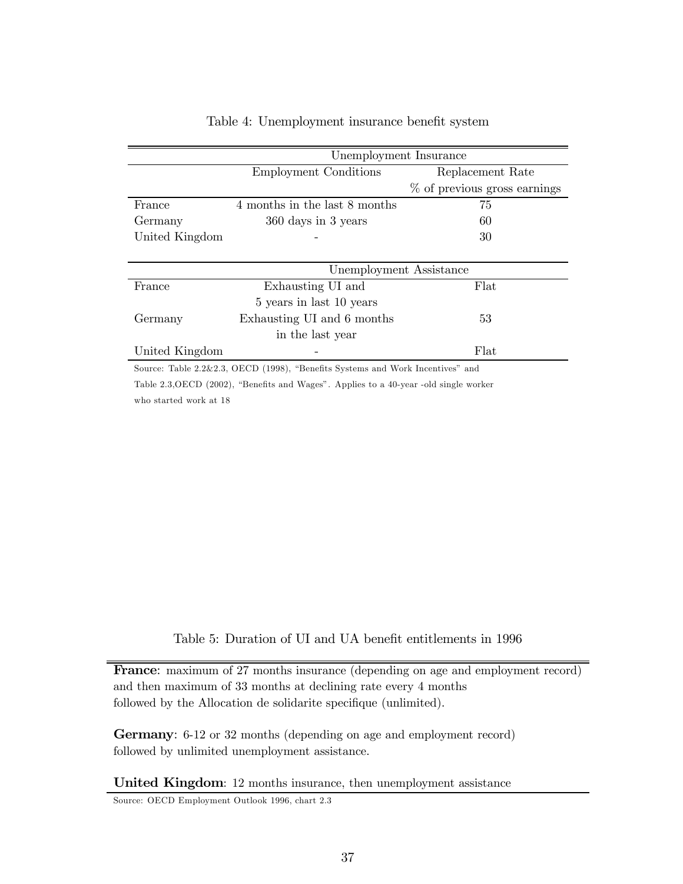Table 4: Unemployment insurance benefit system

| | Unemployment Insurance | |
|---|---|---|
| | Employment Conditions | Replacement Rate % of previous gross earnings |
| France | 4 months in the last 8 months | 75 |
| Germany | 360 days in 3 years | 60 |
| United Kingdom | - | 30 |
| | **Unemployment Assistance** | |
| France | Exhausting UI and 5 years in last 10 years | Flat |
| Germany | Exhausting UI and 6 months in the last year | 53 |
| United Kingdom | - | Flat |

Source: Table 2.2&2.3, OECD (1998), "Benefits Systems and Work Incentives" and Table 2.3,OECD (2002), "Benefits and Wages". Applies to a 40-year -old single worker who started work at 18

Table 5: Duration of UI and UA benefit entitlements in 1996

**France**: maximum of 27 months insurance (depending on age and employment record) and then maximum of 33 months at declining rate every 4 months followed by the Allocation de solidarite specifique (unlimited).

**Germany**: 6-12 or 32 months (depending on age and employment record) followed by unlimited unemployment assistance.

**United Kingdom**: 12 months insurance, then unemployment assistance

Source: OECD Employment Outlook 1996, chart 2.3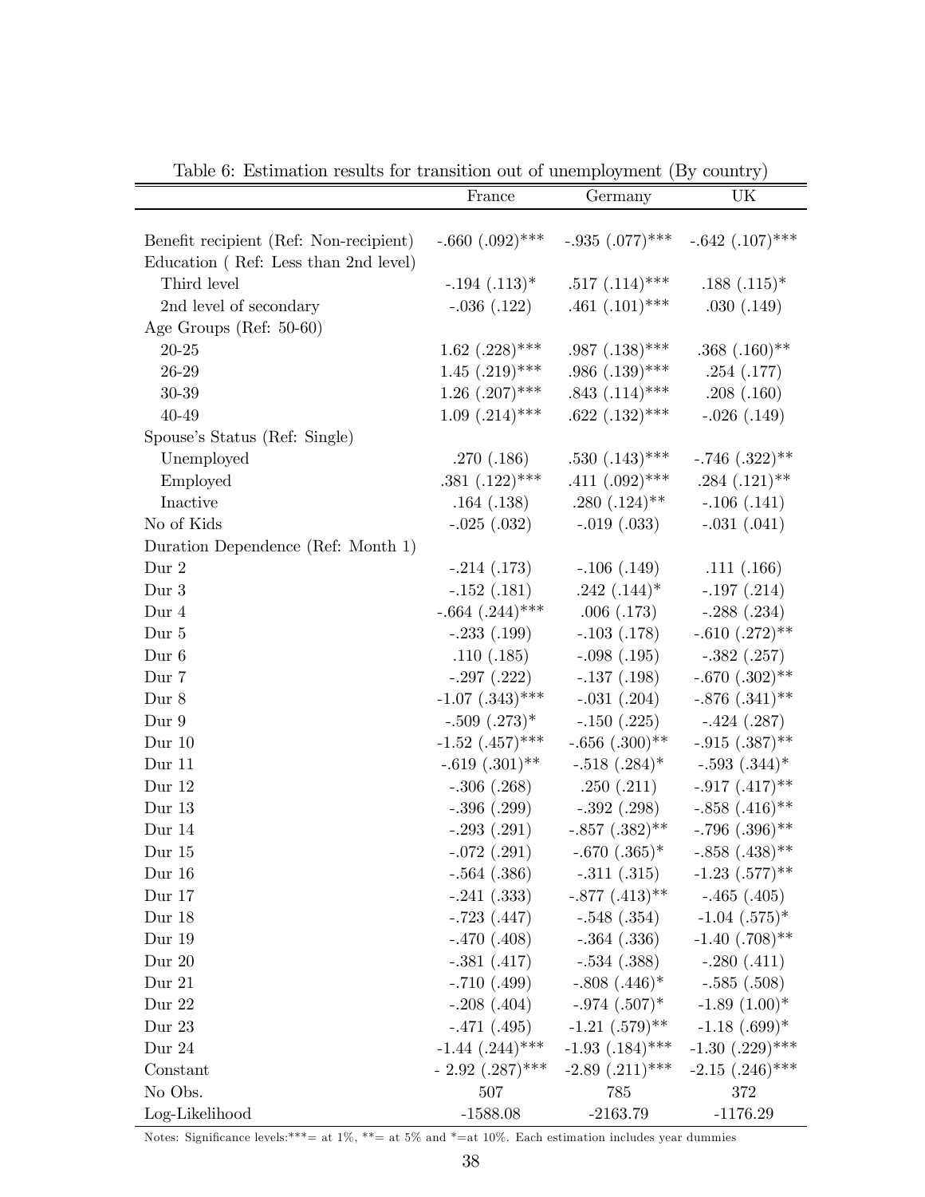Table 6: Estimation results for transition out of unemployment (By country)

| | France | Germany | UK |
|---|---|---|---|
| Benefit recipient (Ref: Non-recipient) | -.660 (.092)*** | -.935 (.077)*** | -.642 (.107)*** |
| Education ( Ref: Less than 2nd level) | | | |
| Third level | -.194 (.113)* | .517 (.114)*** | .188 (.115)* |
| 2nd level of secondary | -.036 (.122) | .461 (.101)*** | .030 (.149) |
| Age Groups (Ref: 50-60) | | | |
| 20-25 | 1.62 (.228)*** | .987 (.138)*** | .368 (.160)** |
| 26-29 | 1.45 (.219)*** | .986 (.139)*** | .254 (.177) |
| 30-39 | 1.26 (.207)*** | .843 (.114)*** | .208 (.160) |
| 40-49 | 1.09 (.214)*** | .622 (.132)*** | -.026 (.149) |
| Spouse's Status (Ref: Single) | | | |
| Unemployed | .270 (.186) | .530 (.143)*** | -.746 (.322)** |
| Employed | .381 (.122)*** | .411 (.092)*** | .284 (.121)** |
| Inactive | .164 (.138) | .280 (.124)** | -.106 (.141) |
| No of Kids | -.025 (.032) | -.019 (.033) | -.031 (.041) |
| Duration Dependence (Ref: Month 1) | | | |
| Dur 2 | -.214 (.173) | -.106 (.149) | .111 (.166) |
| Dur 3 | -.152 (.181) | .242 (.144)* | -.197 (.214) |
| Dur 4 | -.664 (.244)*** | .006 (.173) | -.288 (.234) |
| Dur 5 | -.233 (.199) | -.103 (.178) | -.610 (.272)** |
| Dur 6 | .110 (.185) | -.098 (.195) | -.382 (.257) |
| Dur 7 | -.297 (.222) | -.137 (.198) | -.670 (.302)** |
| Dur 8 | -1.07 (.343)*** | -.031 (.204) | -.876 (.341)** |
| Dur 9 | -.509 (.273)* | -.150 (.225) | -.424 (.287) |
| Dur 10 | -1.52 (.457)*** | -.656 (.300)** | -.915 (.387)** |
| Dur 11 | -.619 (.301)** | -.518 (.284)* | -.593 (.344)* |
| Dur 12 | -.306 (.268) | .250 (.211) | -.917 (.417)** |
| Dur 13 | -.396 (.299) | -.392 (.298) | -.858 (.416)** |
| Dur 14 | -.293 (.291) | -.857 (.382)** | -.796 (.396)** |
| Dur 15 | -.072 (.291) | -.670 (.365)* | -.858 (.438)** |
| Dur 16 | -.564 (.386) | -.311 (.315) | -1.23 (.577)** |
| Dur 17 | -.241 (.333) | -.877 (.413)** | -.465 (.405) |
| Dur 18 | -.723 (.447) | -.548 (.354) | -1.04 (.575)* |
| Dur 19 | -.470 (.408) | -.364 (.336) | -1.40 (.708)** |
| Dur 20 | -.381 (.417) | -.534 (.388) | -.280 (.411) |
| Dur 21 | -.710 (.499) | -.808 (.446)* | -.585 (.508) |
| Dur 22 | -.208 (.404) | -.974 (.507)* | -1.89 (1.00)* |
| Dur 23 | -.471 (.495) | -1.21 (.579)** | -1.18 (.699)* |
| Dur 24 | -1.44 (.244)*** | -1.93 (.184)*** | -1.30 (.229)*** |
| Constant | - 2.92 (.287)*** | -2.89 (.211)*** | -2.15 (.246)*** |
| No Obs. | 507 | 785 | 372 |
| Log-Likelihood | -1588.08 | -2163.79 | -1176.29 |

Notes: Significance levels:***= at 1%, **= at 5% and *=at 10%. Each estimation includes year dummies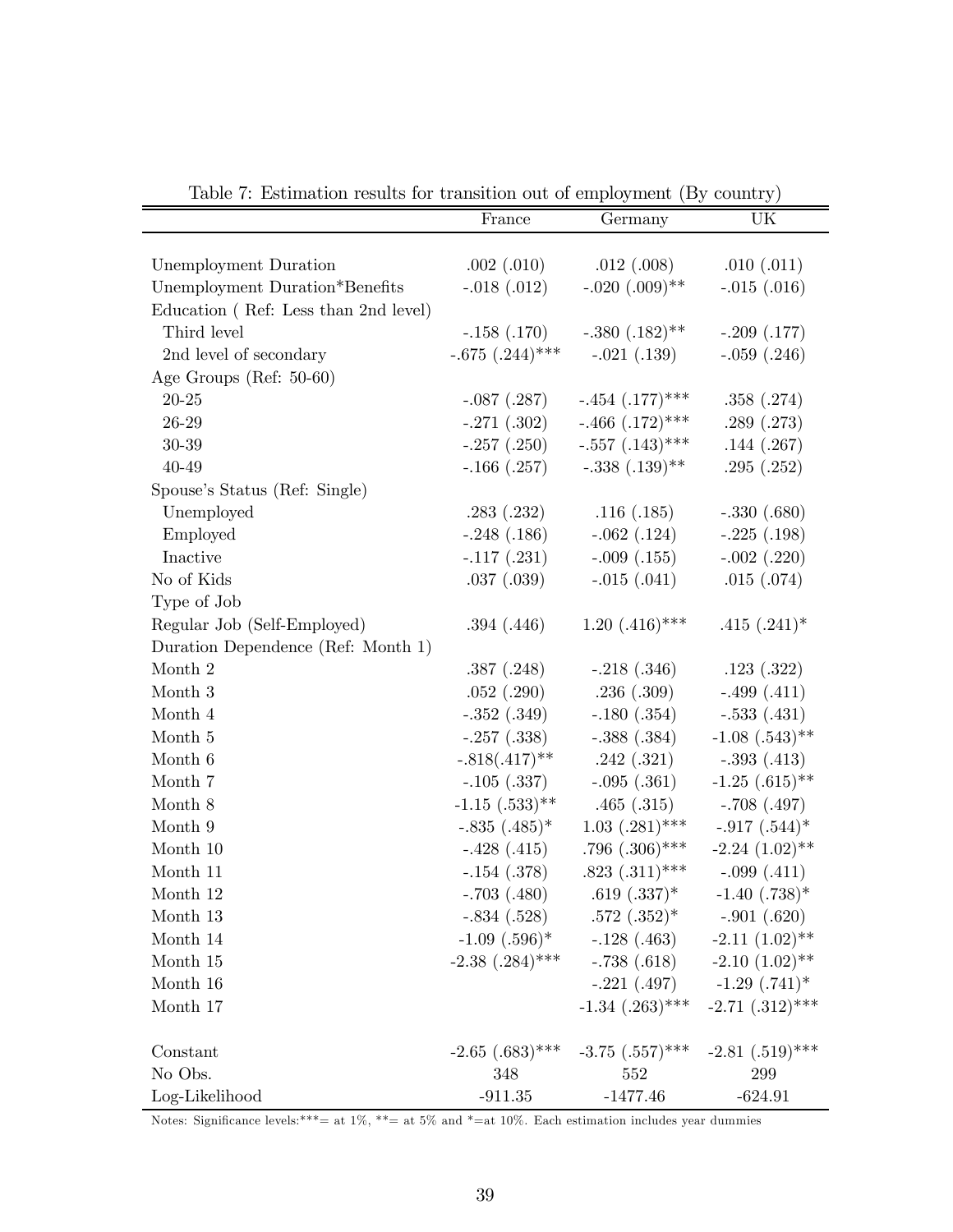Table 7: Estimation results for transition out of employment (By country)

| | France | Germany | UK |
|---|---|---|---|
| Unemployment Duration | .002 (.010) | .012 (.008) | .010 (.011) |
| Unemployment Duration*Benefits | -.018 (.012) | -.020 (.009)** | -.015 (.016) |
| Education ( Ref: Less than 2nd level) | | | |
| Third level | -.158 (.170) | -.380 (.182)** | -.209 (.177) |
| 2nd level of secondary | -.675 (.244)*** | -.021 (.139) | -.059 (.246) |
| Age Groups (Ref: 50-60) | | | |
| 20-25 | -.087 (.287) | -.454 (.177)*** | .358 (.274) |
| 26-29 | -.271 (.302) | -.466 (.172)*** | .289 (.273) |
| 30-39 | -.257 (.250) | -.557 (.143)*** | .144 (.267) |
| 40-49 | -.166 (.257) | -.338 (.139)** | .295 (.252) |
| Spouse's Status (Ref: Single) | | | |
| Unemployed | .283 (.232) | .116 (.185) | -.330 (.680) |
| Employed | -.248 (.186) | -.062 (.124) | -.225 (.198) |
| Inactive | -.117 (.231) | -.009 (.155) | -.002 (.220) |
| No of Kids | .037 (.039) | -.015 (.041) | .015 (.074) |
| Type of Job | | | |
| Regular Job (Self-Employed) | .394 (.446) | 1.20 (.416)*** | .415 (.241)* |
| Duration Dependence (Ref: Month 1) | | | |
| Month 2 | .387 (.248) | -.218 (.346) | .123 (.322) |
| Month 3 | .052 (.290) | .236 (.309) | -.499 (.411) |
| Month 4 | -.352 (.349) | -.180 (.354) | -.533 (.431) |
| Month 5 | -.257 (.338) | -.388 (.384) | -1.08 (.543)** |
| Month 6 | -.818(.417)** | .242 (.321) | -.393 (.413) |
| Month 7 | -.105 (.337) | -.095 (.361) | -1.25 (.615)** |
| Month 8 | -1.15 (.533)** | .465 (.315) | -.708 (.497) |
| Month 9 | -.835 (.485)* | 1.03 (.281)*** | -.917 (.544)* |
| Month 10 | -.428 (.415) | .796 (.306)*** | -2.24 (1.02)** |
| Month 11 | -.154 (.378) | .823 (.311)*** | -.099 (.411) |
| Month 12 | -.703 (.480) | .619 (.337)* | -1.40 (.738)* |
| Month 13 | -.834 (.528) | .572 (.352)* | -.901 (.620) |
| Month 14 | -1.09 (.596)* | -.128 (.463) | -2.11 (1.02)** |
| Month 15 | -2.38 (.284)*** | -.738 (.618) | -2.10 (1.02)** |
| Month 16 | | -.221 (.497) | -1.29 (.741)* |
| Month 17 | | -1.34 (.263)*** | -2.71 (.312)*** |
| Constant | -2.65 (.683)*** | -3.75 (.557)*** | -2.81 (.519)*** |
| No Obs. | 348 | 552 | 299 |
| Log-Likelihood | -911.35 | -1477.46 | -624.91 |

Notes: Significance levels:***= at 1%, **= at 5% and *=at 10%. Each estimation includes year dummies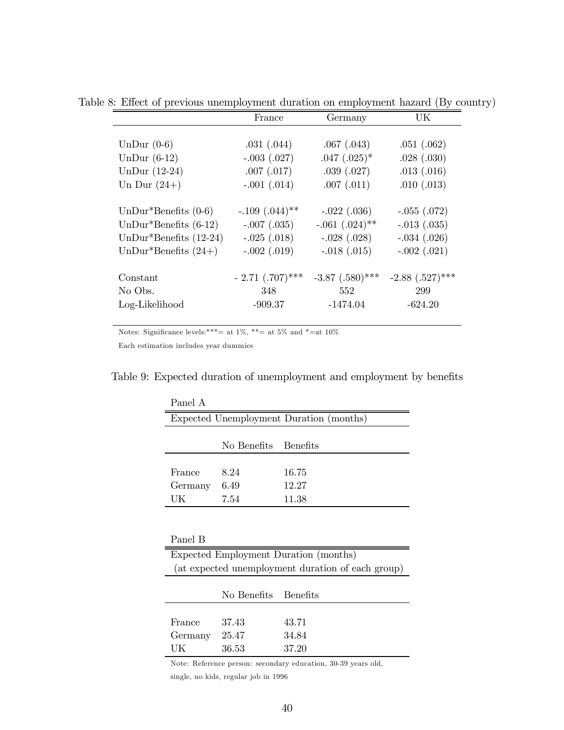Table 8: Effect of previous unemployment duration on employment hazard (By country)

| | France | Germany | UK |
|---|---|---|---|
| UnDur (0-6) | .031 (.044) | .067 (.043) | .051 (.062) |
| UnDur (6-12) | -.003 (.027) | .047 (.025)* | .028 (.030) |
| UnDur (12-24) | .007 (.017) | .039 (.027) | .013 (.016) |
| Un Dur (24+) | -.001 (.014) | .007 (.011) | .010 (.013) |
| UnDur*Benefits (0-6) | -.109 (.044)** | -.022 (.036) | -.055 (.072) |
| UnDur*Benefits (6-12) | -.007 (.035) | -.061 (.024)** | -.013 (.035) |
| UnDur*Benefits (12-24) | -.025 (.018) | -.028 (.028) | -.034 (.026) |
| UnDur*Benefits (24+) | -.002 (.019) | -.018 (.015) | -.002 (.021) |
| Constant | - 2.71 (.707)*** | -3.87 (.580)*** | -2.88 (.527)*** |
| No Obs. | 348 | 552 | 299 |
| Log-Likelihood | -909.37 | -1474.04 | -624.20 |

Notes: Significance levels:***= at 1%, **= at 5% and *=at 10%

Each estimation includes year dummies

Table 9: Expected duration of unemployment and employment by benefits

Panel A

Expected Unemployment Duration (months)

| | No Benefits | Benefits |
|---|---|---|
| France | 8.24 | 16.75 |
| Germany | 6.49 | 12.27 |
| UK | 7.54 | 11.38 |

Panel B

Expected Employment Duration (months)
(at expected unemployment duration of each group)

| | No Benefits | Benefits |
|---|---|---|
| France | 37.43 | 43.71 |
| Germany | 25.47 | 34.84 |
| UK | 36.53 | 37.20 |

Note: Reference person: secondary education, 30-39 years old, single, no kids, regular job in 1996